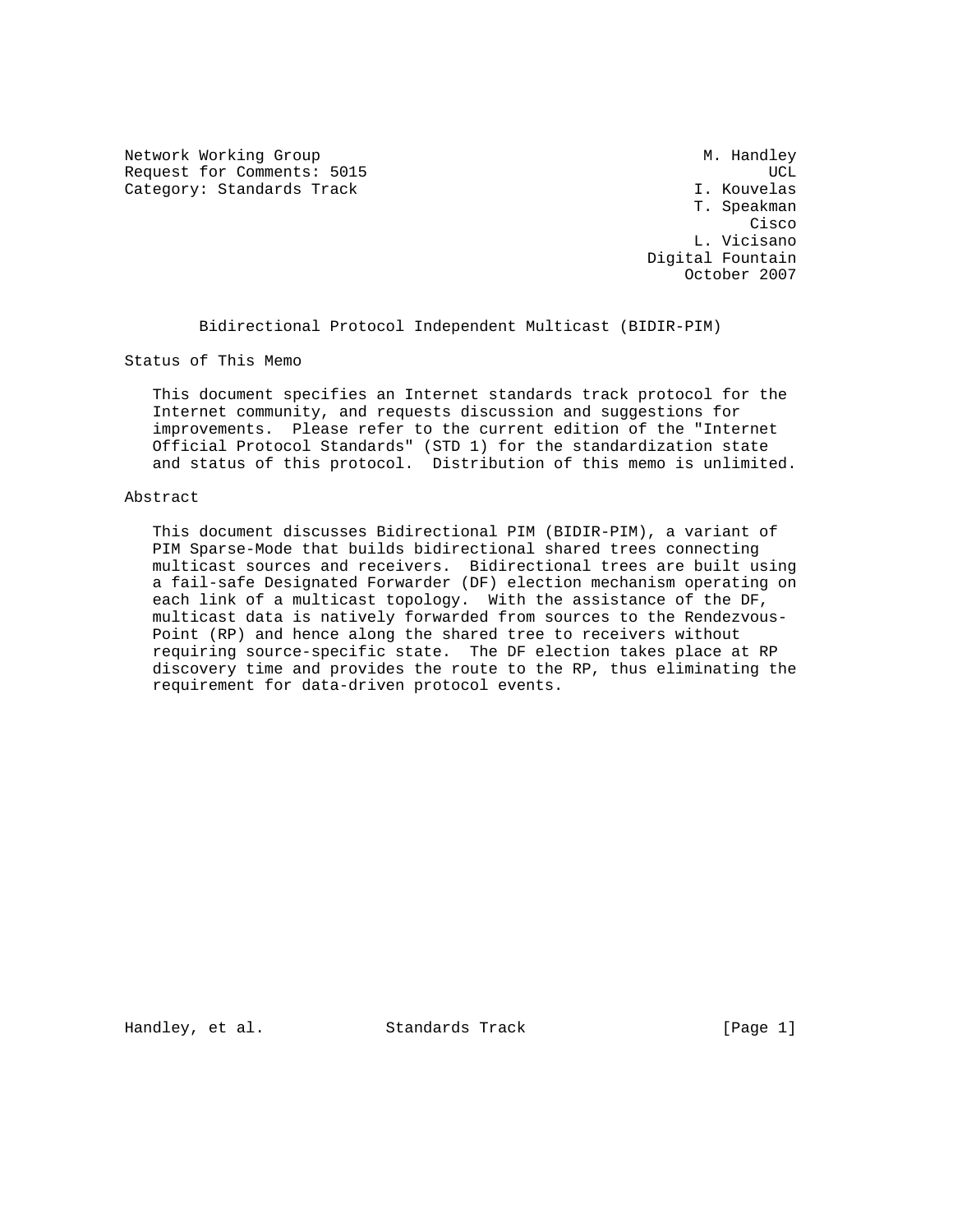Network Working Group  
Request for Comments: 5015  
Category: Standards Track

M. Handley  
UCL  
I. Kouvelas  
T. Speakman  
Cisco  
L. Vicisano  
Digital Fountain  
October 2007

# Bidirectional Protocol Independent Multicast (BIDIR-PIM)

## Status of This Memo

This document specifies an Internet standards track protocol for the Internet community, and requests discussion and suggestions for improvements. Please refer to the current edition of the "Internet Official Protocol Standards" (STD 1) for the standardization state and status of this protocol. Distribution of this memo is unlimited.

## Abstract

This document discusses Bidirectional PIM (BIDIR-PIM), a variant of PIM Sparse-Mode that builds bidirectional shared trees connecting multicast sources and receivers. Bidirectional trees are built using a fail-safe Designated Forwarder (DF) election mechanism operating on each link of a multicast topology. With the assistance of the DF, multicast data is natively forwarded from sources to the Rendezvous-Point (RP) and hence along the shared tree to receivers without requiring source-specific state. The DF election takes place at RP discovery time and provides the route to the RP, thus eliminating the requirement for data-driven protocol events.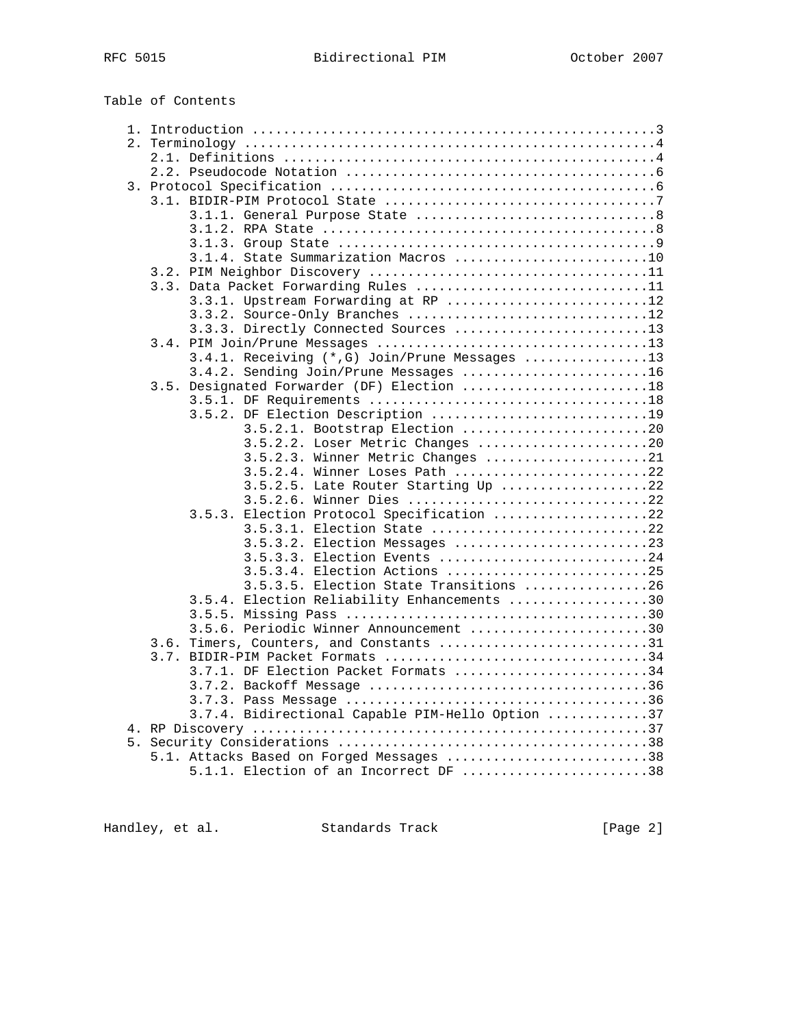Table of Contents

```
   1. Introduction ....................................................3
   2. Terminology .....................................................4
      2.1. Definitions ................................................4
      2.2. Pseudocode Notation ........................................6
   3. Protocol Specification ..........................................6
      3.1. BIDIR-PIM Protocol State ...................................7
           3.1.1. General Purpose State ...............................8
           3.1.2. RPA State ...........................................8
           3.1.3. Group State .........................................9
           3.1.4. State Summarization Macros .........................10
      3.2. PIM Neighbor Discovery ....................................11
      3.3. Data Packet Forwarding Rules ..............................11
           3.3.1. Upstream Forwarding at RP ..........................12
           3.3.2. Source-Only Branches ...............................12
           3.3.3. Directly Connected Sources .........................13
      3.4. PIM Join/Prune Messages ...................................13
           3.4.1. Receiving (*,G) Join/Prune Messages ................13
           3.4.2. Sending Join/Prune Messages ........................16
      3.5. Designated Forwarder (DF) Election ........................18
           3.5.1. DF Requirements ....................................18
           3.5.2. DF Election Description ............................19
                  3.5.2.1. Bootstrap Election ........................20
                  3.5.2.2. Loser Metric Changes ......................20
                  3.5.2.3. Winner Metric Changes .....................21
                  3.5.2.4. Winner Loses Path .........................22
                  3.5.2.5. Late Router Starting Up ...................22
                  3.5.2.6. Winner Dies ...............................22
           3.5.3. Election Protocol Specification ....................22
                  3.5.3.1. Election State ............................22
                  3.5.3.2. Election Messages .........................23
                  3.5.3.3. Election Events ...........................24
                  3.5.3.4. Election Actions ..........................25
                  3.5.3.5. Election State Transitions ................26
           3.5.4. Election Reliability Enhancements ..................30
           3.5.5. Missing Pass .......................................30
           3.5.6. Periodic Winner Announcement .......................30
      3.6. Timers, Counters, and Constants ...........................31
      3.7. BIDIR-PIM Packet Formats ..................................34
           3.7.1. DF Election Packet Formats .........................34
           3.7.2. Backoff Message ....................................36
           3.7.3. Pass Message .......................................36
           3.7.4. Bidirectional Capable PIM-Hello Option .............37
   4. RP Discovery ...................................................37
   5. Security Considerations ........................................38
      5.1. Attacks Based on Forged Messages ..........................38
           5.1.1. Election of an Incorrect DF ........................38
```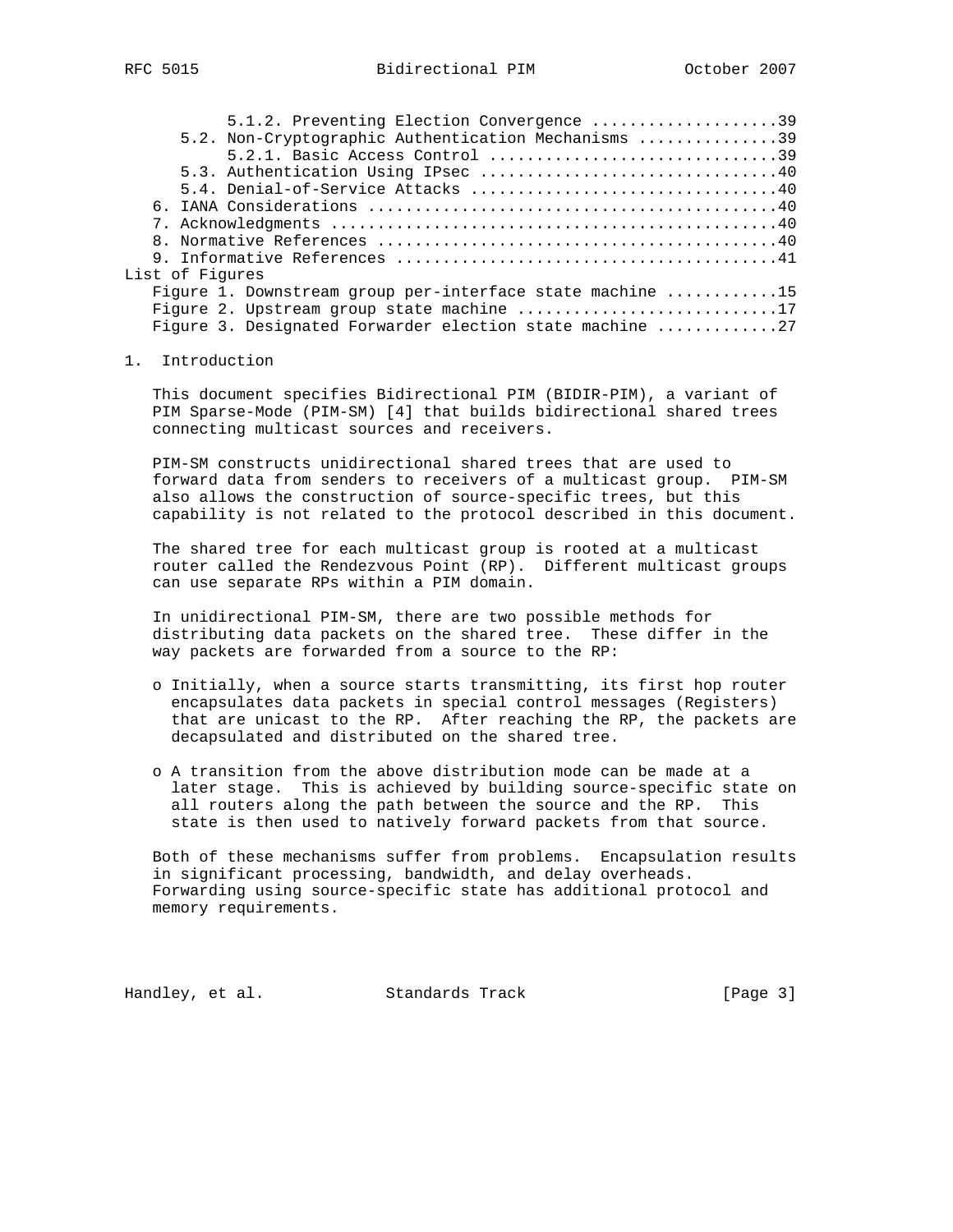5.1.2. Preventing Election Convergence ....................39
5.2. Non-Cryptographic Authentication Mechanisms ...............39
5.2.1. Basic Access Control ...............................39
5.3. Authentication Using IPsec ...............................40
5.4. Denial-of-Service Attacks ................................40
6. IANA Considerations ...........................................40
7. Acknowledgments ...............................................40
8. Normative References ..........................................40
9. Informative References ........................................41

List of Figures

Figure 1. Downstream group per-interface state machine ...........15
Figure 2. Upstream group state machine ............................17
Figure 3. Designated Forwarder election state machine .............27

# 1. Introduction

This document specifies Bidirectional PIM (BIDIR-PIM), a variant of PIM Sparse-Mode (PIM-SM) [4] that builds bidirectional shared trees connecting multicast sources and receivers.

PIM-SM constructs unidirectional shared trees that are used to forward data from senders to receivers of a multicast group. PIM-SM also allows the construction of source-specific trees, but this capability is not related to the protocol described in this document.

The shared tree for each multicast group is rooted at a multicast router called the Rendezvous Point (RP). Different multicast groups can use separate RPs within a PIM domain.

In unidirectional PIM-SM, there are two possible methods for distributing data packets on the shared tree. These differ in the way packets are forwarded from a source to the RP:

- Initially, when a source starts transmitting, its first hop router encapsulates data packets in special control messages (Registers) that are unicast to the RP. After reaching the RP, the packets are decapsulated and distributed on the shared tree.
- A transition from the above distribution mode can be made at a later stage. This is achieved by building source-specific state on all routers along the path between the source and the RP. This state is then used to natively forward packets from that source.

Both of these mechanisms suffer from problems. Encapsulation results in significant processing, bandwidth, and delay overheads. Forwarding using source-specific state has additional protocol and memory requirements.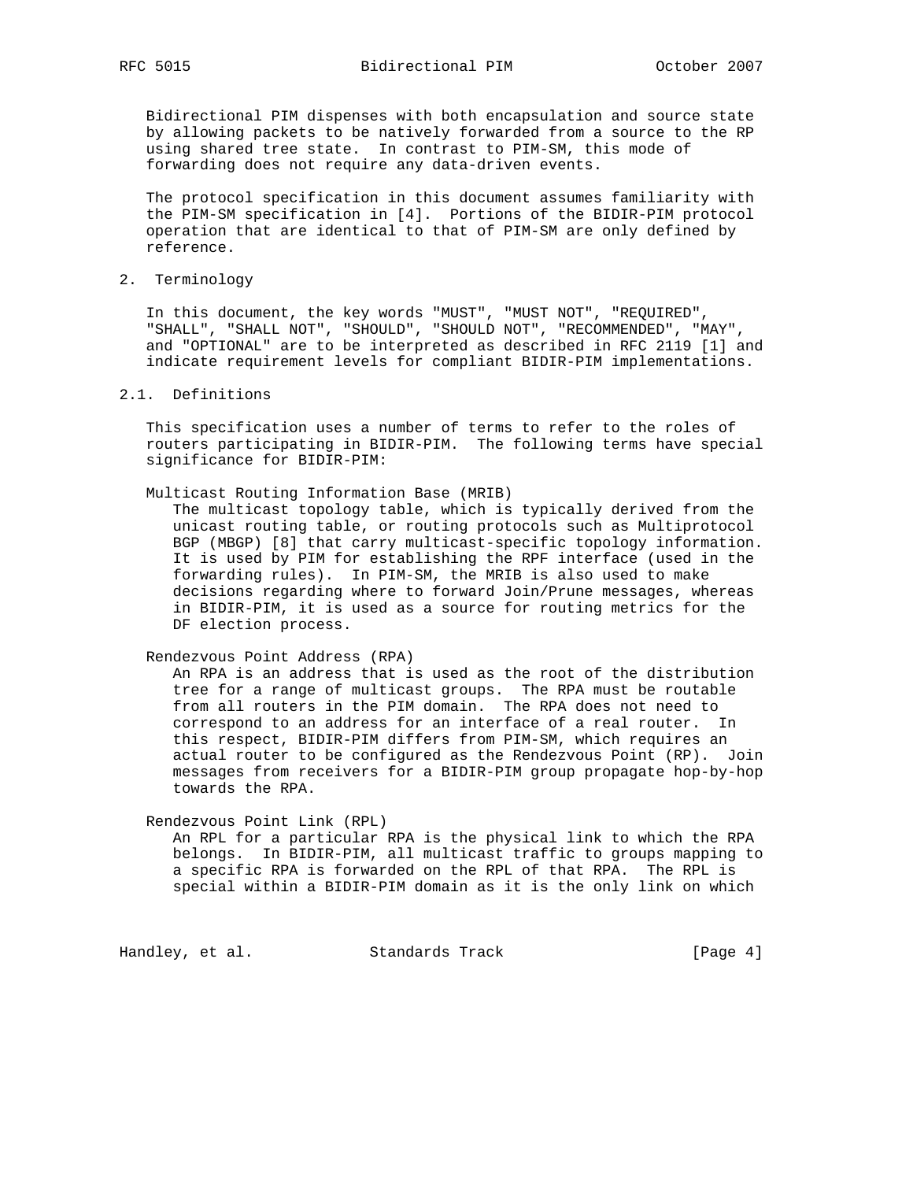Bidirectional PIM dispenses with both encapsulation and source state by allowing packets to be natively forwarded from a source to the RP using shared tree state. In contrast to PIM-SM, this mode of forwarding does not require any data-driven events.

The protocol specification in this document assumes familiarity with the PIM-SM specification in [4]. Portions of the BIDIR-PIM protocol operation that are identical to that of PIM-SM are only defined by reference.

## 2. Terminology

In this document, the key words "MUST", "MUST NOT", "REQUIRED", "SHALL", "SHALL NOT", "SHOULD", "SHOULD NOT", "RECOMMENDED", "MAY", and "OPTIONAL" are to be interpreted as described in RFC 2119 [1] and indicate requirement levels for compliant BIDIR-PIM implementations.

### 2.1. Definitions

This specification uses a number of terms to refer to the roles of routers participating in BIDIR-PIM. The following terms have special significance for BIDIR-PIM:

Multicast Routing Information Base (MRIB)
: The multicast topology table, which is typically derived from the unicast routing table, or routing protocols such as Multiprotocol BGP (MBGP) [8] that carry multicast-specific topology information. It is used by PIM for establishing the RPF interface (used in the forwarding rules). In PIM-SM, the MRIB is also used to make decisions regarding where to forward Join/Prune messages, whereas in BIDIR-PIM, it is used as a source for routing metrics for the DF election process.

Rendezvous Point Address (RPA)
: An RPA is an address that is used as the root of the distribution tree for a range of multicast groups. The RPA must be routable from all routers in the PIM domain. The RPA does not need to correspond to an address for an interface of a real router. In this respect, BIDIR-PIM differs from PIM-SM, which requires an actual router to be configured as the Rendezvous Point (RP). Join messages from receivers for a BIDIR-PIM group propagate hop-by-hop towards the RPA.

Rendezvous Point Link (RPL)
: An RPL for a particular RPA is the physical link to which the RPA belongs. In BIDIR-PIM, all multicast traffic to groups mapping to a specific RPA is forwarded on the RPL of that RPA. The RPL is special within a BIDIR-PIM domain as it is the only link on which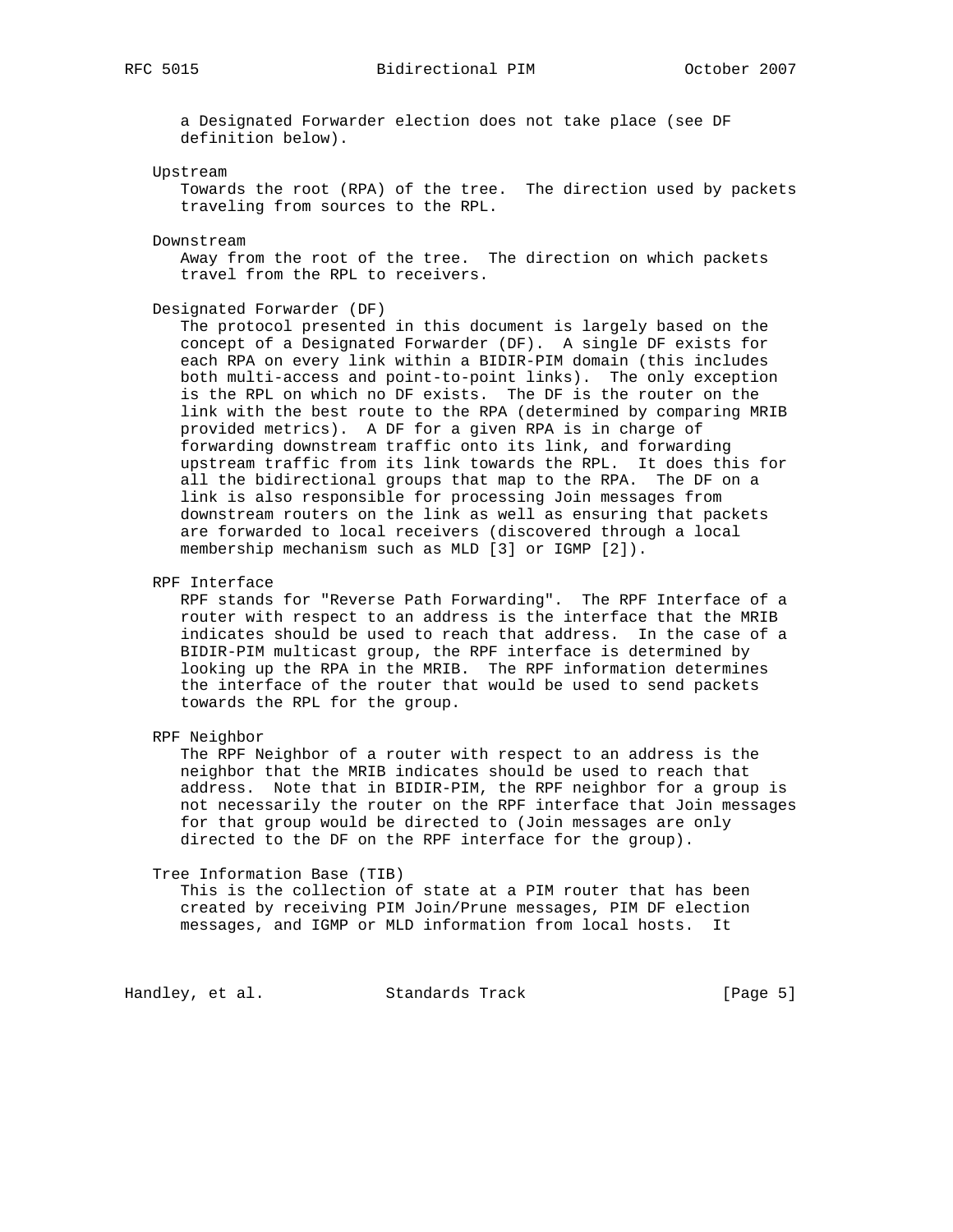a Designated Forwarder election does not take place (see DF definition below).

Upstream
Towards the root (RPA) of the tree. The direction used by packets traveling from sources to the RPL.

Downstream
Away from the root of the tree. The direction on which packets travel from the RPL to receivers.

Designated Forwarder (DF)
The protocol presented in this document is largely based on the concept of a Designated Forwarder (DF). A single DF exists for each RPA on every link within a BIDIR-PIM domain (this includes both multi-access and point-to-point links). The only exception is the RPL on which no DF exists. The DF is the router on the link with the best route to the RPA (determined by comparing MRIB provided metrics). A DF for a given RPA is in charge of forwarding downstream traffic onto its link, and forwarding upstream traffic from its link towards the RPL. It does this for all the bidirectional groups that map to the RPA. The DF on a link is also responsible for processing Join messages from downstream routers on the link as well as ensuring that packets are forwarded to local receivers (discovered through a local membership mechanism such as MLD [3] or IGMP [2]).

RPF Interface
RPF stands for "Reverse Path Forwarding". The RPF Interface of a router with respect to an address is the interface that the MRIB indicates should be used to reach that address. In the case of a BIDIR-PIM multicast group, the RPF interface is determined by looking up the RPA in the MRIB. The RPF information determines the interface of the router that would be used to send packets towards the RPL for the group.

RPF Neighbor
The RPF Neighbor of a router with respect to an address is the neighbor that the MRIB indicates should be used to reach that address. Note that in BIDIR-PIM, the RPF neighbor for a group is not necessarily the router on the RPF interface that Join messages for that group would be directed to (Join messages are only directed to the DF on the RPF interface for the group).

Tree Information Base (TIB)
This is the collection of state at a PIM router that has been created by receiving PIM Join/Prune messages, PIM DF election messages, and IGMP or MLD information from local hosts. It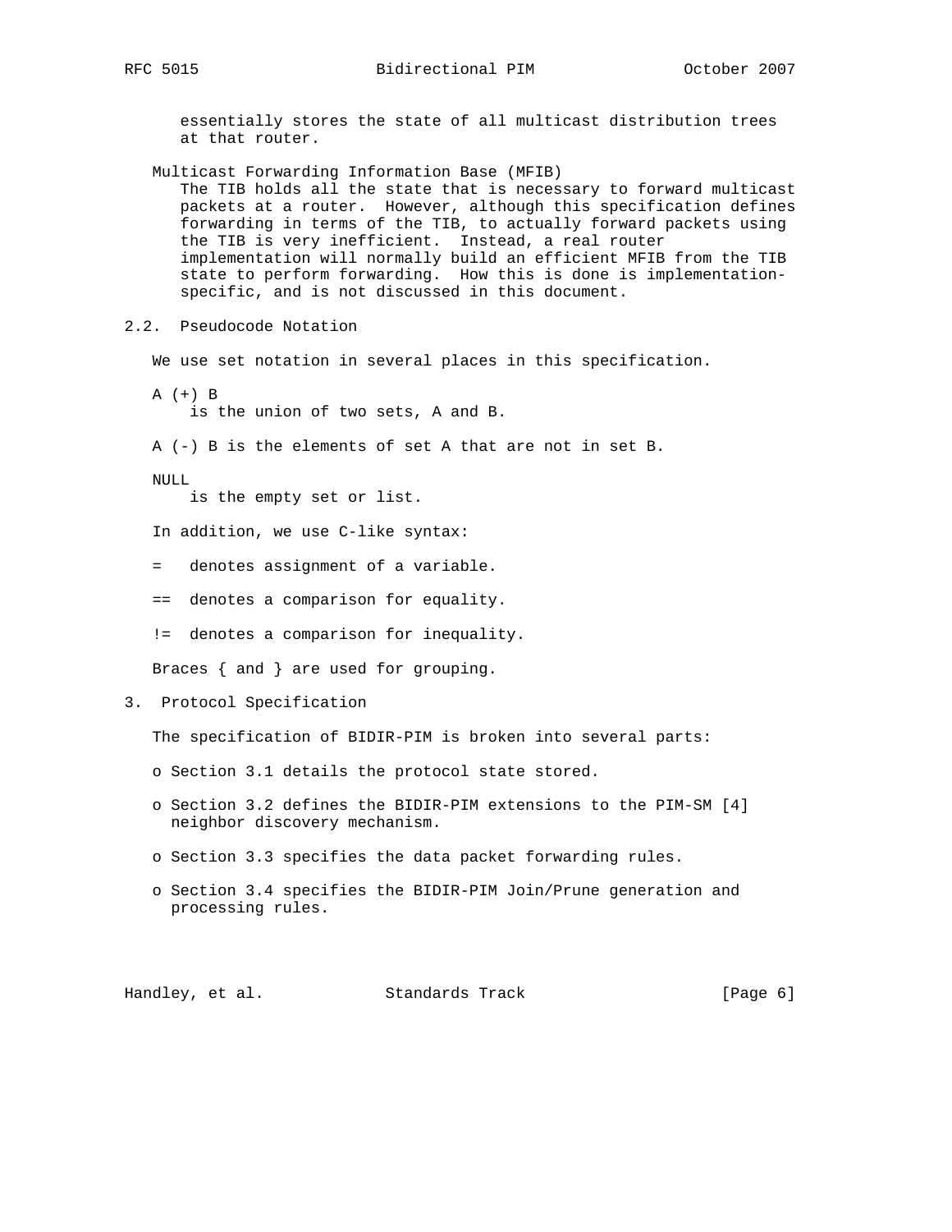essentially stores the state of all multicast distribution trees at that router.

Multicast Forwarding Information Base (MFIB)
The TIB holds all the state that is necessary to forward multicast packets at a router. However, although this specification defines forwarding in terms of the TIB, to actually forward packets using the TIB is very inefficient. Instead, a real router implementation will normally build an efficient MFIB from the TIB state to perform forwarding. How this is done is implementation-specific, and is not discussed in this document.

## 2.2. Pseudocode Notation

We use set notation in several places in this specification.

A (+) B
is the union of two sets, A and B.

A (-) B is the elements of set A that are not in set B.

NULL
is the empty set or list.

In addition, we use C-like syntax:

= denotes assignment of a variable.

== denotes a comparison for equality.

!= denotes a comparison for inequality.

Braces { and } are used for grouping.

# 3. Protocol Specification

The specification of BIDIR-PIM is broken into several parts:

- Section 3.1 details the protocol state stored.
- Section 3.2 defines the BIDIR-PIM extensions to the PIM-SM [4] neighbor discovery mechanism.
- Section 3.3 specifies the data packet forwarding rules.
- Section 3.4 specifies the BIDIR-PIM Join/Prune generation and processing rules.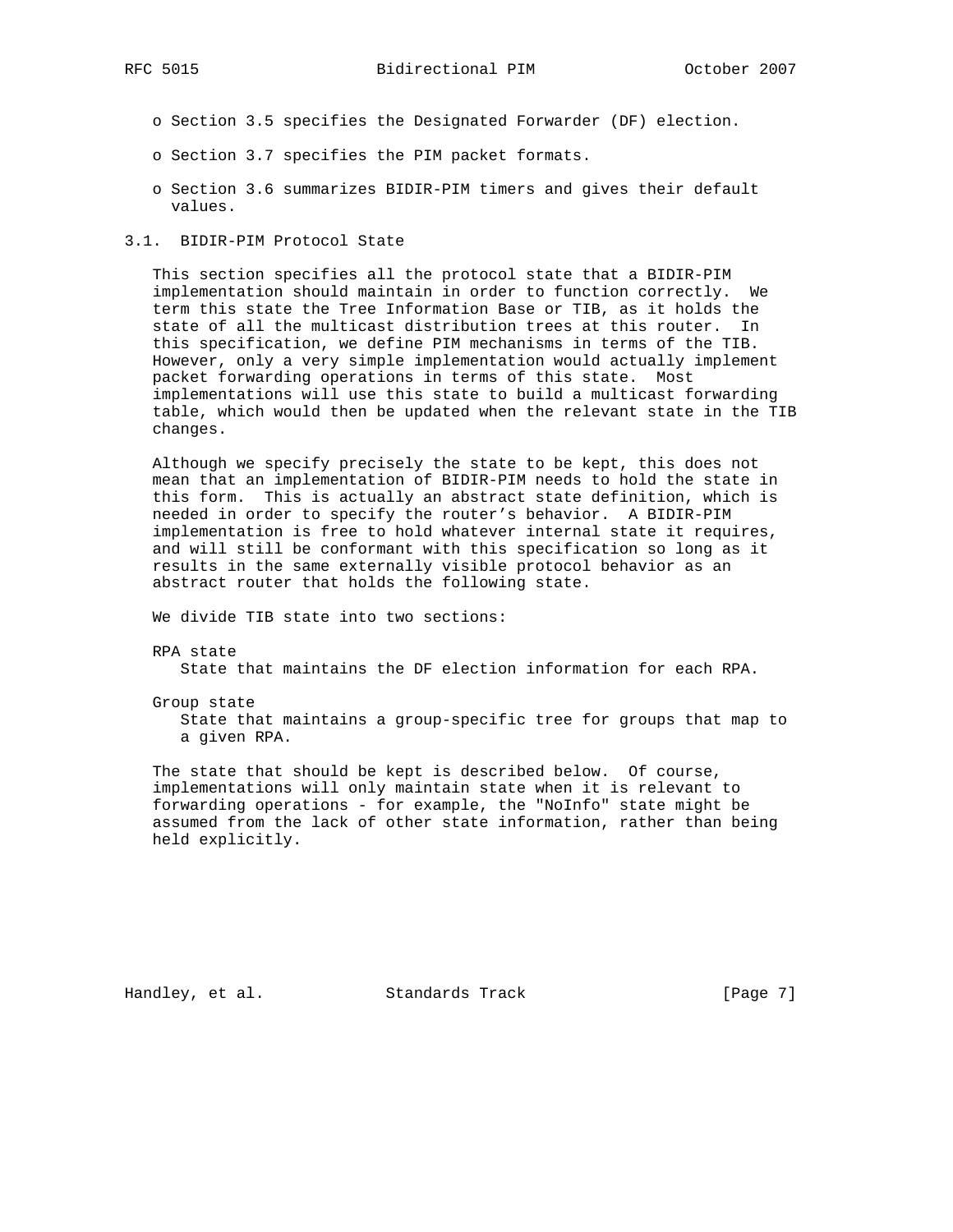- Section 3.5 specifies the Designated Forwarder (DF) election.
- Section 3.7 specifies the PIM packet formats.
- Section 3.6 summarizes BIDIR-PIM timers and gives their default values.

## 3.1. BIDIR-PIM Protocol State

This section specifies all the protocol state that a BIDIR-PIM implementation should maintain in order to function correctly. We term this state the Tree Information Base or TIB, as it holds the state of all the multicast distribution trees at this router. In this specification, we define PIM mechanisms in terms of the TIB. However, only a very simple implementation would actually implement packet forwarding operations in terms of this state. Most implementations will use this state to build a multicast forwarding table, which would then be updated when the relevant state in the TIB changes.

Although we specify precisely the state to be kept, this does not mean that an implementation of BIDIR-PIM needs to hold the state in this form. This is actually an abstract state definition, which is needed in order to specify the router's behavior. A BIDIR-PIM implementation is free to hold whatever internal state it requires, and will still be conformant with this specification so long as it results in the same externally visible protocol behavior as an abstract router that holds the following state.

We divide TIB state into two sections:

RPA state
: State that maintains the DF election information for each RPA.

Group state
: State that maintains a group-specific tree for groups that map to a given RPA.

The state that should be kept is described below. Of course, implementations will only maintain state when it is relevant to forwarding operations - for example, the "NoInfo" state might be assumed from the lack of other state information, rather than being held explicitly.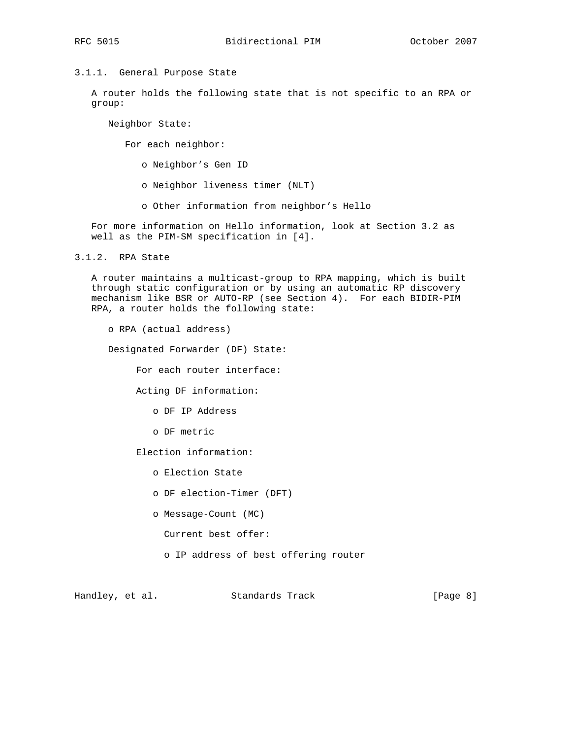### 3.1.1. General Purpose State

A router holds the following state that is not specific to an RPA or group:

Neighbor State:

For each neighbor:

- Neighbor's Gen ID
- Neighbor liveness timer (NLT)
- Other information from neighbor's Hello

For more information on Hello information, look at Section 3.2 as well as the PIM-SM specification in [4].

### 3.1.2. RPA State

A router maintains a multicast-group to RPA mapping, which is built through static configuration or by using an automatic RP discovery mechanism like BSR or AUTO-RP (see Section 4). For each BIDIR-PIM RPA, a router holds the following state:

- RPA (actual address)

Designated Forwarder (DF) State:

For each router interface:

Acting DF information:

- DF IP Address
- DF metric

Election information:

- Election State
- DF election-Timer (DFT)
- Message-Count (MC)

Current best offer:

- IP address of best offering router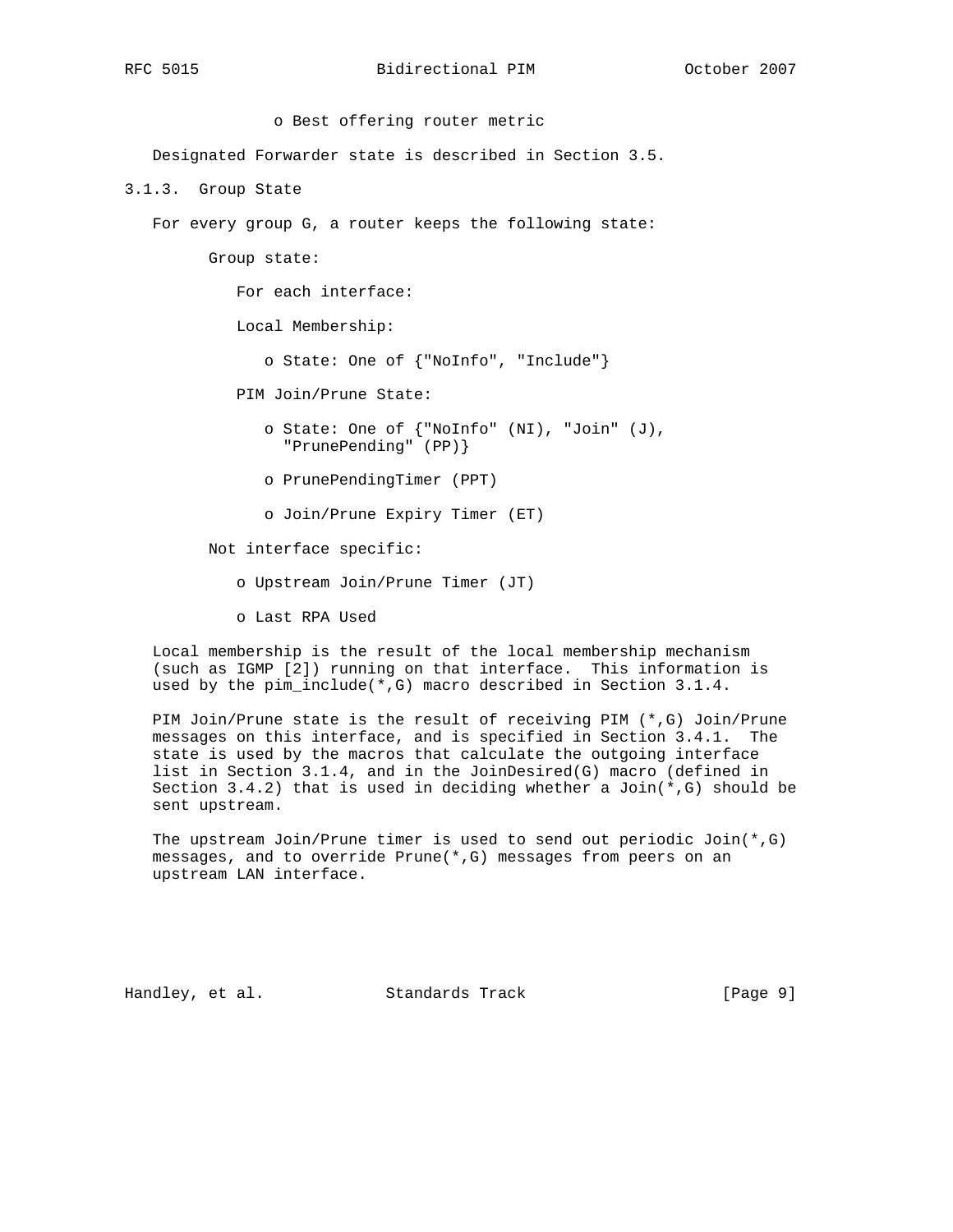- Best offering router metric

Designated Forwarder state is described in Section 3.5.

### 3.1.3. Group State

For every group G, a router keeps the following state:

Group state:

For each interface:

Local Membership:

- State: One of {"NoInfo", "Include"}

PIM Join/Prune State:

- State: One of {"NoInfo" (NI), "Join" (J), "PrunePending" (PP)}
- PrunePendingTimer (PPT)
- Join/Prune Expiry Timer (ET)

Not interface specific:

- Upstream Join/Prune Timer (JT)
- Last RPA Used

Local membership is the result of the local membership mechanism (such as IGMP [2]) running on that interface. This information is used by the pim_include(*,G) macro described in Section 3.1.4.

PIM Join/Prune state is the result of receiving PIM (*,G) Join/Prune messages on this interface, and is specified in Section 3.4.1. The state is used by the macros that calculate the outgoing interface list in Section 3.1.4, and in the JoinDesired(G) macro (defined in Section 3.4.2) that is used in deciding whether a Join(*,G) should be sent upstream.

The upstream Join/Prune timer is used to send out periodic Join(*,G) messages, and to override Prune(*,G) messages from peers on an upstream LAN interface.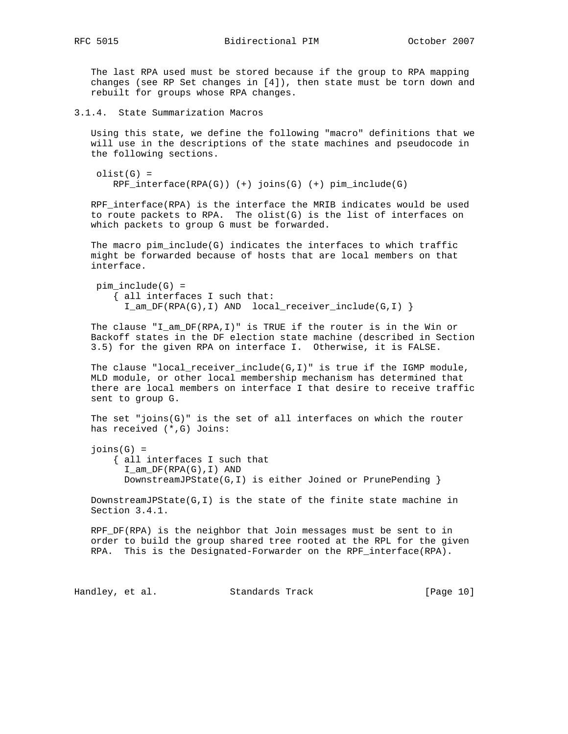The last RPA used must be stored because if the group to RPA mapping changes (see RP Set changes in [4]), then state must be torn down and rebuilt for groups whose RPA changes.

### 3.1.4. State Summarization Macros

Using this state, we define the following "macro" definitions that we will use in the descriptions of the state machines and pseudocode in the following sections.

```
 olist(G) =
    RPF_interface(RPA(G)) (+) joins(G) (+) pim_include(G)
```

RPF_interface(RPA) is the interface the MRIB indicates would be used to route packets to RPA. The olist(G) is the list of interfaces on which packets to group G must be forwarded.

The macro pim_include(G) indicates the interfaces to which traffic might be forwarded because of hosts that are local members on that interface.

```
 pim_include(G) =
    { all interfaces I such that:
      I_am_DF(RPA(G),I) AND  local_receiver_include(G,I) }
```

The clause "I_am_DF(RPA,I)" is TRUE if the router is in the Win or Backoff states in the DF election state machine (described in Section 3.5) for the given RPA on interface I. Otherwise, it is FALSE.

The clause "local_receiver_include(G,I)" is true if the IGMP module, MLD module, or other local membership mechanism has determined that there are local members on interface I that desire to receive traffic sent to group G.

The set "joins(G)" is the set of all interfaces on which the router has received (*,G) Joins:

```
joins(G) =
    { all interfaces I such that
      I_am_DF(RPA(G),I) AND
      DownstreamJPState(G,I) is either Joined or PrunePending }
```

DownstreamJPState(G,I) is the state of the finite state machine in Section 3.4.1.

RPF_DF(RPA) is the neighbor that Join messages must be sent to in order to build the group shared tree rooted at the RPL for the given RPA. This is the Designated-Forwarder on the RPF_interface(RPA).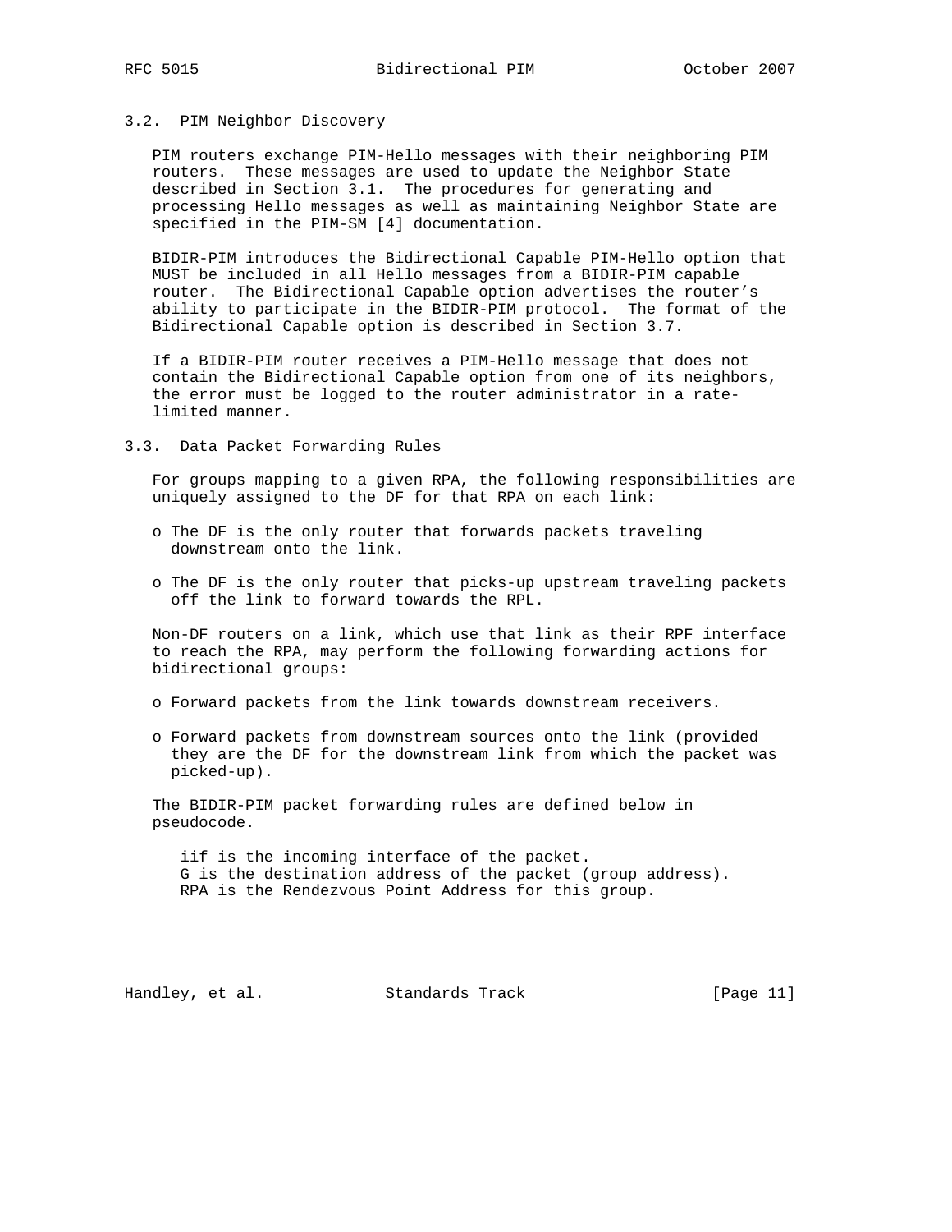### 3.2. PIM Neighbor Discovery

PIM routers exchange PIM-Hello messages with their neighboring PIM routers. These messages are used to update the Neighbor State described in Section 3.1. The procedures for generating and processing Hello messages as well as maintaining Neighbor State are specified in the PIM-SM [4] documentation.

BIDIR-PIM introduces the Bidirectional Capable PIM-Hello option that MUST be included in all Hello messages from a BIDIR-PIM capable router. The Bidirectional Capable option advertises the router's ability to participate in the BIDIR-PIM protocol. The format of the Bidirectional Capable option is described in Section 3.7.

If a BIDIR-PIM router receives a PIM-Hello message that does not contain the Bidirectional Capable option from one of its neighbors, the error must be logged to the router administrator in a rate-limited manner.

### 3.3. Data Packet Forwarding Rules

For groups mapping to a given RPA, the following responsibilities are uniquely assigned to the DF for that RPA on each link:

- The DF is the only router that forwards packets traveling downstream onto the link.
- The DF is the only router that picks-up upstream traveling packets off the link to forward towards the RPL.

Non-DF routers on a link, which use that link as their RPF interface to reach the RPA, may perform the following forwarding actions for bidirectional groups:

- Forward packets from the link towards downstream receivers.
- Forward packets from downstream sources onto the link (provided they are the DF for the downstream link from which the packet was picked-up).

The BIDIR-PIM packet forwarding rules are defined below in pseudocode.

```
iif is the incoming interface of the packet.
G is the destination address of the packet (group address).
RPA is the Rendezvous Point Address for this group.
```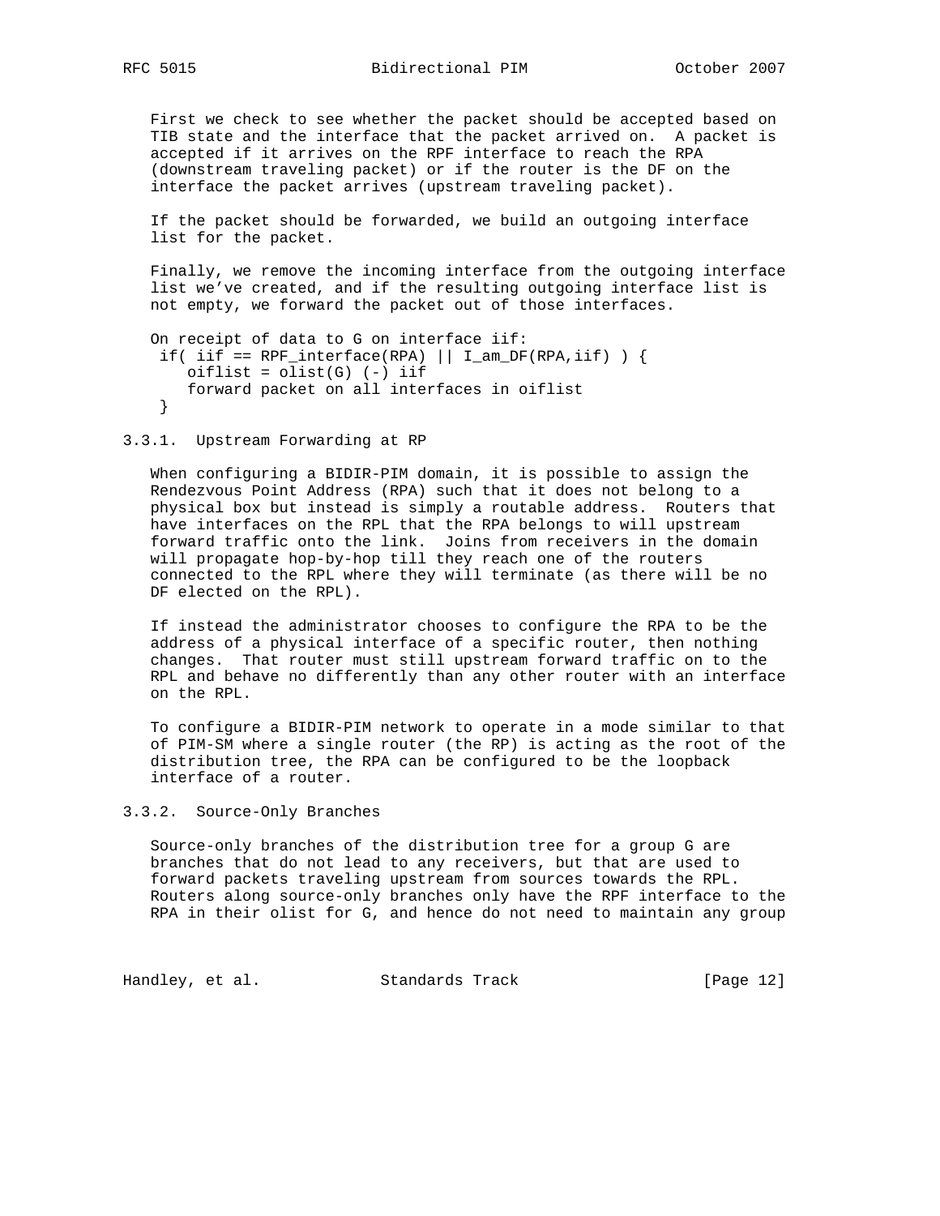First we check to see whether the packet should be accepted based on TIB state and the interface that the packet arrived on. A packet is accepted if it arrives on the RPF interface to reach the RPA (downstream traveling packet) or if the router is the DF on the interface the packet arrives (upstream traveling packet).

If the packet should be forwarded, we build an outgoing interface list for the packet.

Finally, we remove the incoming interface from the outgoing interface list we've created, and if the resulting outgoing interface list is not empty, we forward the packet out of those interfaces.

```
On receipt of data to G on interface iif:
 if( iif == RPF_interface(RPA) || I_am_DF(RPA,iif) ) {
    oiflist = olist(G) (-) iif
    forward packet on all interfaces in oiflist
 }
```

### 3.3.1. Upstream Forwarding at RP

When configuring a BIDIR-PIM domain, it is possible to assign the Rendezvous Point Address (RPA) such that it does not belong to a physical box but instead is simply a routable address. Routers that have interfaces on the RPL that the RPA belongs to will upstream forward traffic onto the link. Joins from receivers in the domain will propagate hop-by-hop till they reach one of the routers connected to the RPL where they will terminate (as there will be no DF elected on the RPL).

If instead the administrator chooses to configure the RPA to be the address of a physical interface of a specific router, then nothing changes. That router must still upstream forward traffic on to the RPL and behave no differently than any other router with an interface on the RPL.

To configure a BIDIR-PIM network to operate in a mode similar to that of PIM-SM where a single router (the RP) is acting as the root of the distribution tree, the RPA can be configured to be the loopback interface of a router.

### 3.3.2. Source-Only Branches

Source-only branches of the distribution tree for a group G are branches that do not lead to any receivers, but that are used to forward packets traveling upstream from sources towards the RPL. Routers along source-only branches only have the RPF interface to the RPA in their olist for G, and hence do not need to maintain any group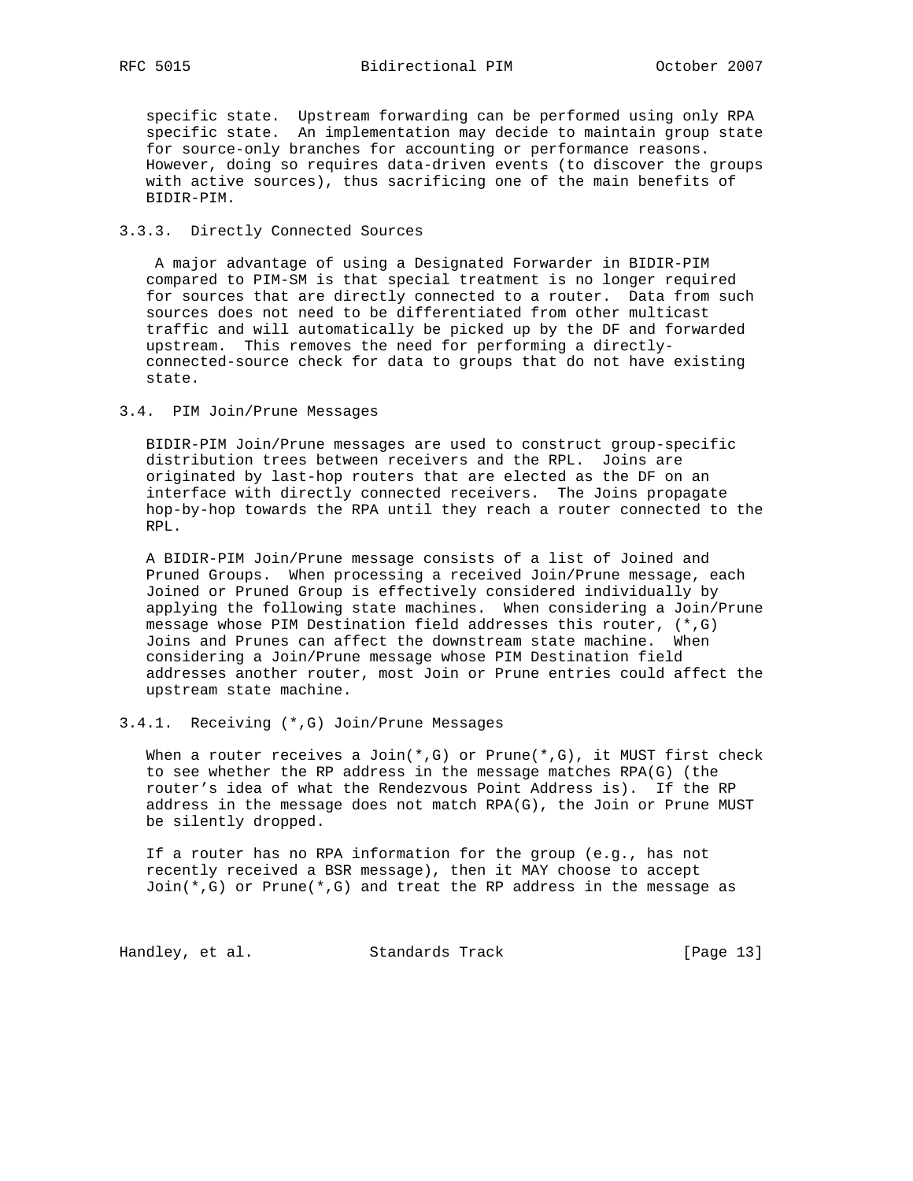specific state. Upstream forwarding can be performed using only RPA specific state. An implementation may decide to maintain group state for source-only branches for accounting or performance reasons. However, doing so requires data-driven events (to discover the groups with active sources), thus sacrificing one of the main benefits of BIDIR-PIM.

### 3.3.3. Directly Connected Sources

A major advantage of using a Designated Forwarder in BIDIR-PIM compared to PIM-SM is that special treatment is no longer required for sources that are directly connected to a router. Data from such sources does not need to be differentiated from other multicast traffic and will automatically be picked up by the DF and forwarded upstream. This removes the need for performing a directly-connected-source check for data to groups that do not have existing state.

## 3.4. PIM Join/Prune Messages

BIDIR-PIM Join/Prune messages are used to construct group-specific distribution trees between receivers and the RPL. Joins are originated by last-hop routers that are elected as the DF on an interface with directly connected receivers. The Joins propagate hop-by-hop towards the RPA until they reach a router connected to the RPL.

A BIDIR-PIM Join/Prune message consists of a list of Joined and Pruned Groups. When processing a received Join/Prune message, each Joined or Pruned Group is effectively considered individually by applying the following state machines. When considering a Join/Prune message whose PIM Destination field addresses this router, (*,G) Joins and Prunes can affect the downstream state machine. When considering a Join/Prune message whose PIM Destination field addresses another router, most Join or Prune entries could affect the upstream state machine.

### 3.4.1. Receiving (*,G) Join/Prune Messages

When a router receives a Join(*,G) or Prune(*,G), it MUST first check to see whether the RP address in the message matches RPA(G) (the router's idea of what the Rendezvous Point Address is). If the RP address in the message does not match RPA(G), the Join or Prune MUST be silently dropped.

If a router has no RPA information for the group (e.g., has not recently received a BSR message), then it MAY choose to accept Join(*,G) or Prune(*,G) and treat the RP address in the message as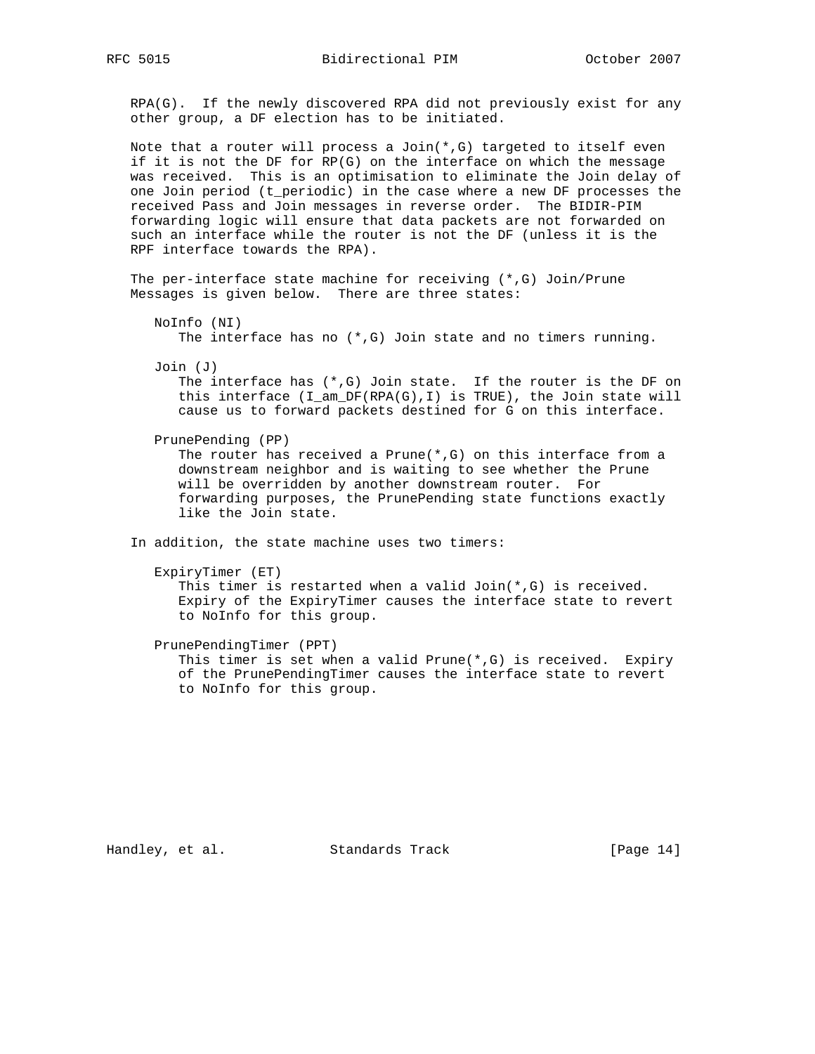RPA(G). If the newly discovered RPA did not previously exist for any other group, a DF election has to be initiated.

Note that a router will process a Join(*,G) targeted to itself even if it is not the DF for RP(G) on the interface on which the message was received. This is an optimisation to eliminate the Join delay of one Join period (t_periodic) in the case where a new DF processes the received Pass and Join messages in reverse order. The BIDIR-PIM forwarding logic will ensure that data packets are not forwarded on such an interface while the router is not the DF (unless it is the RPF interface towards the RPA).

The per-interface state machine for receiving (*,G) Join/Prune Messages is given below. There are three states:

NoInfo (NI)
  The interface has no (*,G) Join state and no timers running.

Join (J)
  The interface has (*,G) Join state. If the router is the DF on this interface (I_am_DF(RPA(G),I) is TRUE), the Join state will cause us to forward packets destined for G on this interface.

PrunePending (PP)
  The router has received a Prune(*,G) on this interface from a downstream neighbor and is waiting to see whether the Prune will be overridden by another downstream router. For forwarding purposes, the PrunePending state functions exactly like the Join state.

In addition, the state machine uses two timers:

ExpiryTimer (ET)
  This timer is restarted when a valid Join(*,G) is received. Expiry of the ExpiryTimer causes the interface state to revert to NoInfo for this group.

PrunePendingTimer (PPT)
  This timer is set when a valid Prune(*,G) is received. Expiry of the PrunePendingTimer causes the interface state to revert to NoInfo for this group.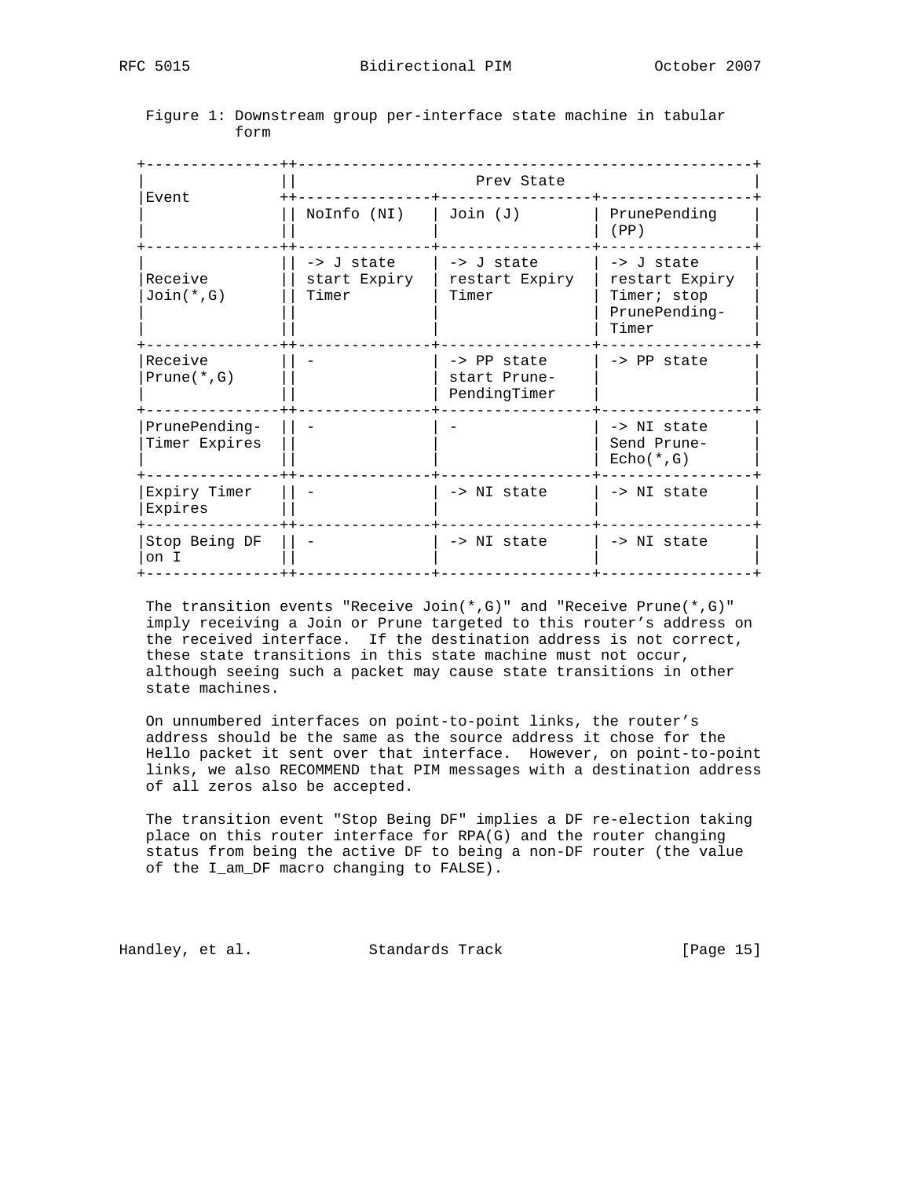Figure 1: Downstream group per-interface state machine in tabular form

| Event | Prev State | | |
|---|---|---|---|
| | NoInfo (NI) | Join (J) | PrunePending (PP) |
| Receive Join(*,G) | -> J state start Expiry Timer | -> J state restart Expiry Timer | -> J state restart Expiry Timer; stop PrunePending-Timer |
| Receive Prune(*,G) | - | -> PP state start Prune-PendingTimer | -> PP state |
| PrunePending-Timer Expires | - | - | -> NI state Send Prune-Echo(*,G) |
| Expiry Timer Expires | - | -> NI state | -> NI state |
| Stop Being DF on I | - | -> NI state | -> NI state |

The transition events "Receive Join(*,G)" and "Receive Prune(*,G)" imply receiving a Join or Prune targeted to this router's address on the received interface. If the destination address is not correct, these state transitions in this state machine must not occur, although seeing such a packet may cause state transitions in other state machines.

On unnumbered interfaces on point-to-point links, the router's address should be the same as the source address it chose for the Hello packet it sent over that interface. However, on point-to-point links, we also RECOMMEND that PIM messages with a destination address of all zeros also be accepted.

The transition event "Stop Being DF" implies a DF re-election taking place on this router interface for RPA(G) and the router changing status from being the active DF to being a non-DF router (the value of the I_am_DF macro changing to FALSE).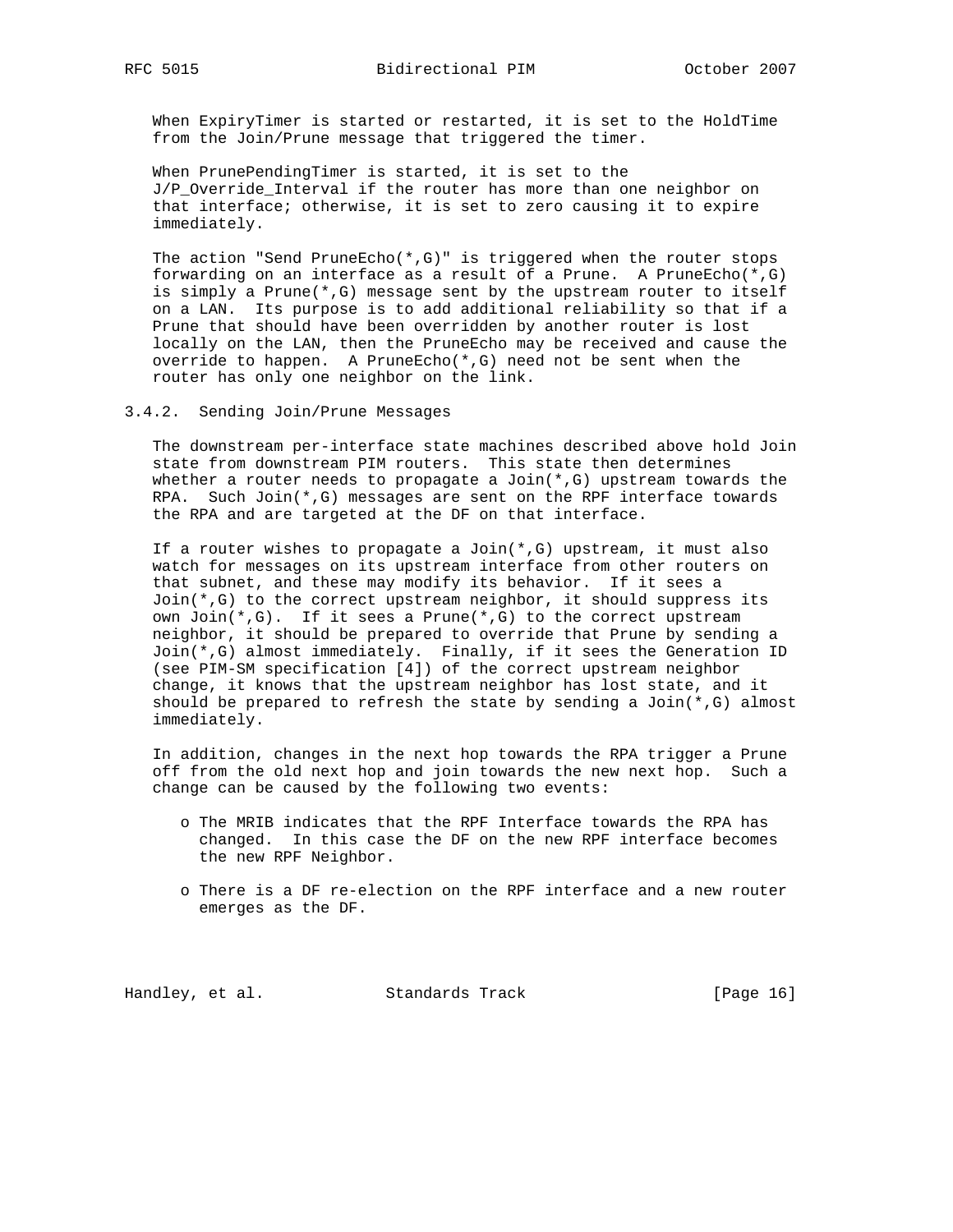When ExpiryTimer is started or restarted, it is set to the HoldTime from the Join/Prune message that triggered the timer.

When PrunePendingTimer is started, it is set to the J/P_Override_Interval if the router has more than one neighbor on that interface; otherwise, it is set to zero causing it to expire immediately.

The action "Send PruneEcho(*,G)" is triggered when the router stops forwarding on an interface as a result of a Prune. A PruneEcho(*,G) is simply a Prune(*,G) message sent by the upstream router to itself on a LAN. Its purpose is to add additional reliability so that if a Prune that should have been overridden by another router is lost locally on the LAN, then the PruneEcho may be received and cause the override to happen. A PruneEcho(*,G) need not be sent when the router has only one neighbor on the link.

### 3.4.2. Sending Join/Prune Messages

The downstream per-interface state machines described above hold Join state from downstream PIM routers. This state then determines whether a router needs to propagate a Join(*,G) upstream towards the RPA. Such Join(*,G) messages are sent on the RPF interface towards the RPA and are targeted at the DF on that interface.

If a router wishes to propagate a Join(*,G) upstream, it must also watch for messages on its upstream interface from other routers on that subnet, and these may modify its behavior. If it sees a Join(*,G) to the correct upstream neighbor, it should suppress its own Join(*,G). If it sees a Prune(*,G) to the correct upstream neighbor, it should be prepared to override that Prune by sending a Join(*,G) almost immediately. Finally, if it sees the Generation ID (see PIM-SM specification [4]) of the correct upstream neighbor change, it knows that the upstream neighbor has lost state, and it should be prepared to refresh the state by sending a Join(*,G) almost immediately.

In addition, changes in the next hop towards the RPA trigger a Prune off from the old next hop and join towards the new next hop. Such a change can be caused by the following two events:

- The MRIB indicates that the RPF Interface towards the RPA has changed. In this case the DF on the new RPF interface becomes the new RPF Neighbor.

- There is a DF re-election on the RPF interface and a new router emerges as the DF.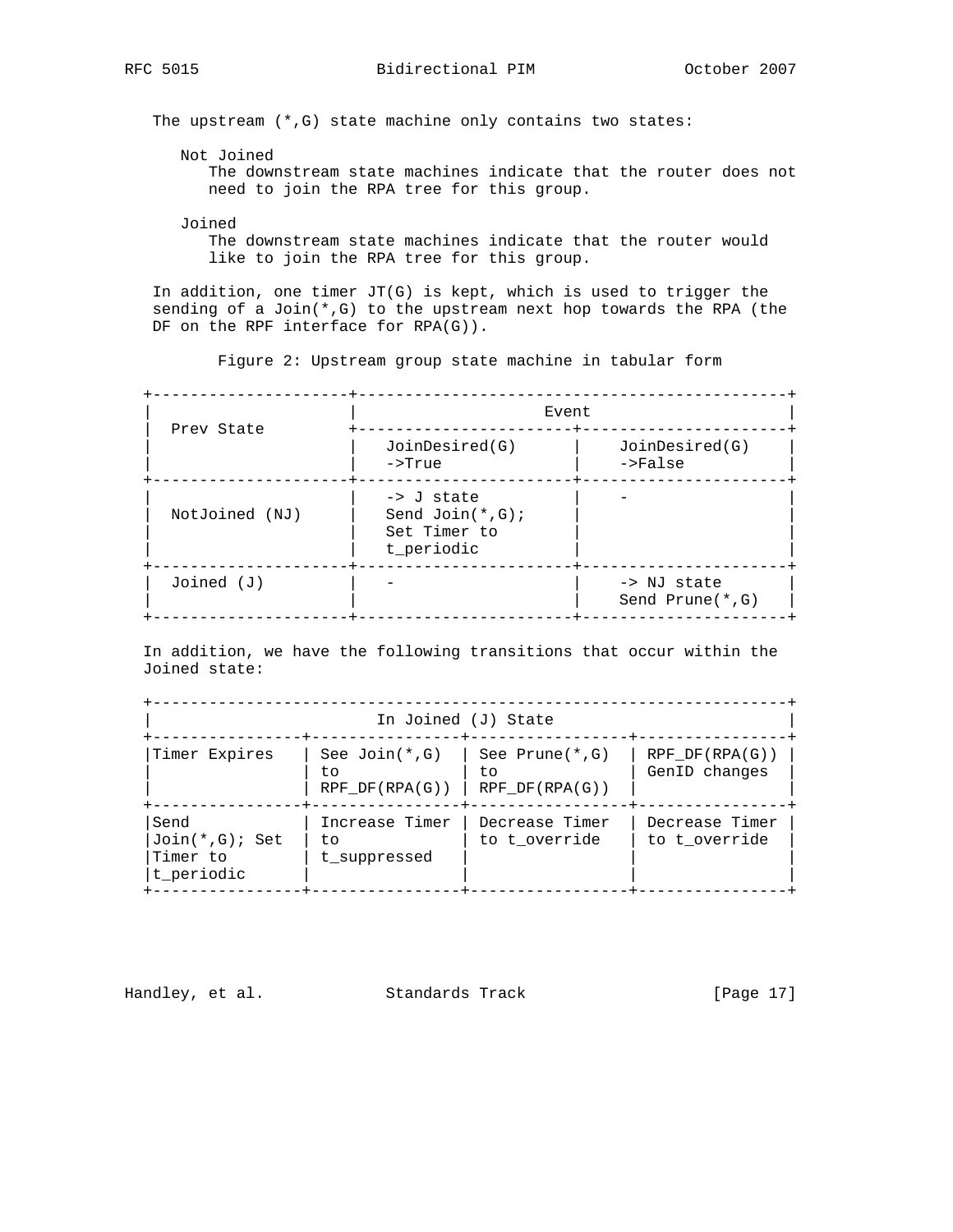The upstream (*,G) state machine only contains two states:

Not Joined
: The downstream state machines indicate that the router does not need to join the RPA tree for this group.

Joined
: The downstream state machines indicate that the router would like to join the RPA tree for this group.

In addition, one timer JT(G) is kept, which is used to trigger the sending of a Join(*,G) to the upstream next hop towards the RPA (the DF on the RPF interface for RPA(G)).

Figure 2: Upstream group state machine in tabular form

| Prev State | Event | |
|---|---|---|
| | JoinDesired(G) ->True | JoinDesired(G) ->False |
| NotJoined (NJ) | -> J state Send Join(*,G); Set Timer to t_periodic | - |
| Joined (J) | - | -> NJ state Send Prune(*,G) |

In addition, we have the following transitions that occur within the Joined state:

| In Joined (J) State | | | |
|---|---|---|---|
| Timer Expires | See Join(*,G) to RPF_DF(RPA(G)) | See Prune(*,G) to RPF_DF(RPA(G)) | RPF_DF(RPA(G)) GenID changes |
| Send Join(*,G); Set Timer to t_periodic | Increase Timer to t_suppressed | Decrease Timer to t_override | Decrease Timer to t_override |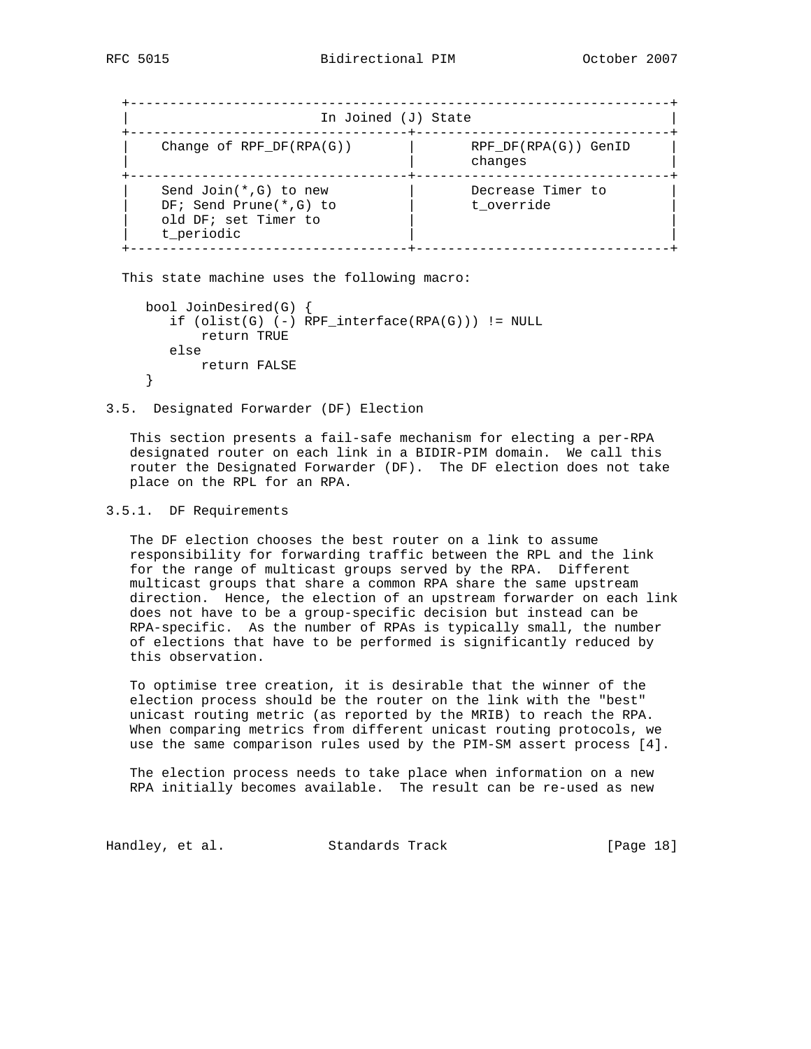| In Joined (J) State | |
|---|---|
| Change of RPF_DF(RPA(G)) | RPF_DF(RPA(G)) GenID changes |
| Send Join(*,G) to new DF; Send Prune(*,G) to old DF; set Timer to t_periodic | Decrease Timer to t_override |

This state machine uses the following macro:

```
bool JoinDesired(G) {
   if (olist(G) (-) RPF_interface(RPA(G))) != NULL
       return TRUE
   else
       return FALSE
}
```

### 3.5. Designated Forwarder (DF) Election

This section presents a fail-safe mechanism for electing a per-RPA designated router on each link in a BIDIR-PIM domain. We call this router the Designated Forwarder (DF). The DF election does not take place on the RPL for an RPA.

#### 3.5.1. DF Requirements

The DF election chooses the best router on a link to assume responsibility for forwarding traffic between the RPL and the link for the range of multicast groups served by the RPA. Different multicast groups that share a common RPA share the same upstream direction. Hence, the election of an upstream forwarder on each link does not have to be a group-specific decision but instead can be RPA-specific. As the number of RPAs is typically small, the number of elections that have to be performed is significantly reduced by this observation.

To optimise tree creation, it is desirable that the winner of the election process should be the router on the link with the "best" unicast routing metric (as reported by the MRIB) to reach the RPA. When comparing metrics from different unicast routing protocols, we use the same comparison rules used by the PIM-SM assert process [4].

The election process needs to take place when information on a new RPA initially becomes available. The result can be re-used as new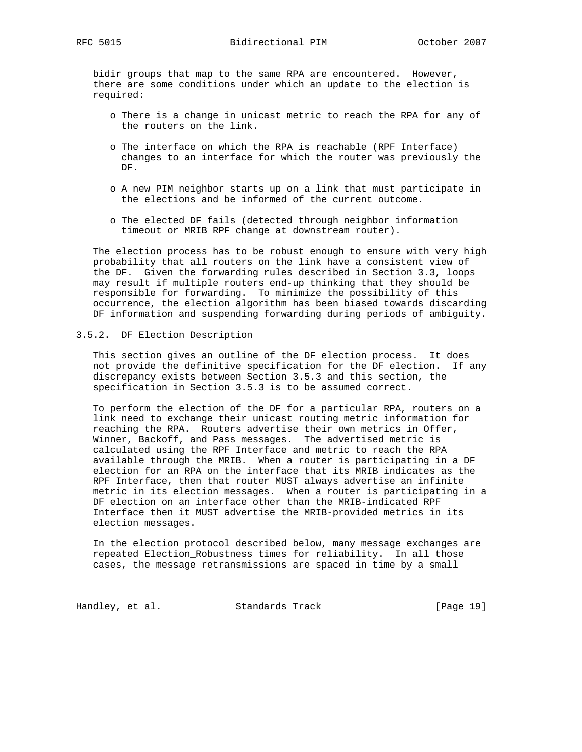bidir groups that map to the same RPA are encountered. However, there are some conditions under which an update to the election is required:

- There is a change in unicast metric to reach the RPA for any of the routers on the link.
- The interface on which the RPA is reachable (RPF Interface) changes to an interface for which the router was previously the DF.
- A new PIM neighbor starts up on a link that must participate in the elections and be informed of the current outcome.
- The elected DF fails (detected through neighbor information timeout or MRIB RPF change at downstream router).

The election process has to be robust enough to ensure with very high probability that all routers on the link have a consistent view of the DF. Given the forwarding rules described in Section 3.3, loops may result if multiple routers end-up thinking that they should be responsible for forwarding. To minimize the possibility of this occurrence, the election algorithm has been biased towards discarding DF information and suspending forwarding during periods of ambiguity.

### 3.5.2. DF Election Description

This section gives an outline of the DF election process. It does not provide the definitive specification for the DF election. If any discrepancy exists between Section 3.5.3 and this section, the specification in Section 3.5.3 is to be assumed correct.

To perform the election of the DF for a particular RPA, routers on a link need to exchange their unicast routing metric information for reaching the RPA. Routers advertise their own metrics in Offer, Winner, Backoff, and Pass messages. The advertised metric is calculated using the RPF Interface and metric to reach the RPA available through the MRIB. When a router is participating in a DF election for an RPA on the interface that its MRIB indicates as the RPF Interface, then that router MUST always advertise an infinite metric in its election messages. When a router is participating in a DF election on an interface other than the MRIB-indicated RPF Interface then it MUST advertise the MRIB-provided metrics in its election messages.

In the election protocol described below, many message exchanges are repeated Election_Robustness times for reliability. In all those cases, the message retransmissions are spaced in time by a small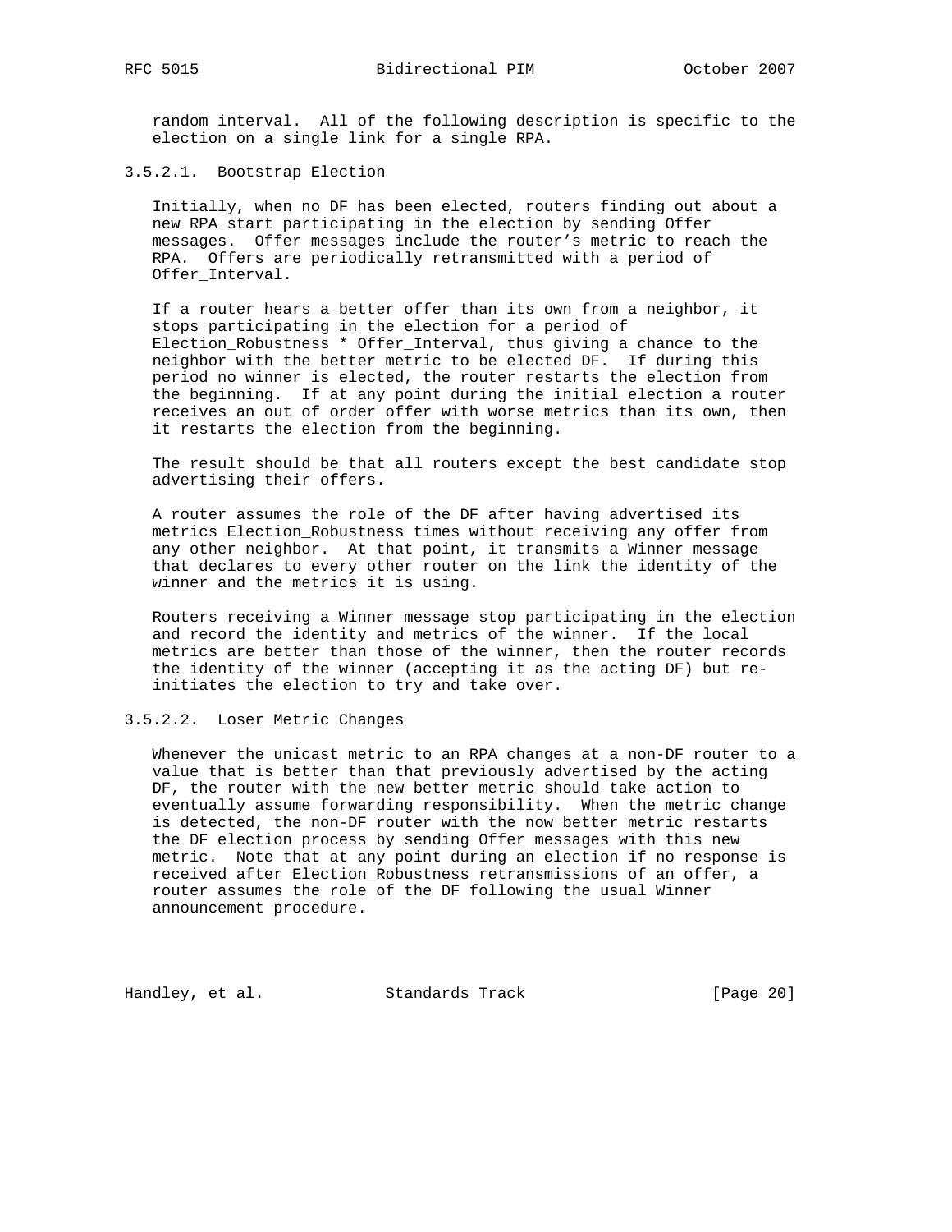random interval. All of the following description is specific to the election on a single link for a single RPA.

#### 3.5.2.1. Bootstrap Election

Initially, when no DF has been elected, routers finding out about a new RPA start participating in the election by sending Offer messages. Offer messages include the router's metric to reach the RPA. Offers are periodically retransmitted with a period of Offer_Interval.

If a router hears a better offer than its own from a neighbor, it stops participating in the election for a period of Election_Robustness * Offer_Interval, thus giving a chance to the neighbor with the better metric to be elected DF. If during this period no winner is elected, the router restarts the election from the beginning. If at any point during the initial election a router receives an out of order offer with worse metrics than its own, then it restarts the election from the beginning.

The result should be that all routers except the best candidate stop advertising their offers.

A router assumes the role of the DF after having advertised its metrics Election_Robustness times without receiving any offer from any other neighbor. At that point, it transmits a Winner message that declares to every other router on the link the identity of the winner and the metrics it is using.

Routers receiving a Winner message stop participating in the election and record the identity and metrics of the winner. If the local metrics are better than those of the winner, then the router records the identity of the winner (accepting it as the acting DF) but re-initiates the election to try and take over.

#### 3.5.2.2. Loser Metric Changes

Whenever the unicast metric to an RPA changes at a non-DF router to a value that is better than that previously advertised by the acting DF, the router with the new better metric should take action to eventually assume forwarding responsibility. When the metric change is detected, the non-DF router with the now better metric restarts the DF election process by sending Offer messages with this new metric. Note that at any point during an election if no response is received after Election_Robustness retransmissions of an offer, a router assumes the role of the DF following the usual Winner announcement procedure.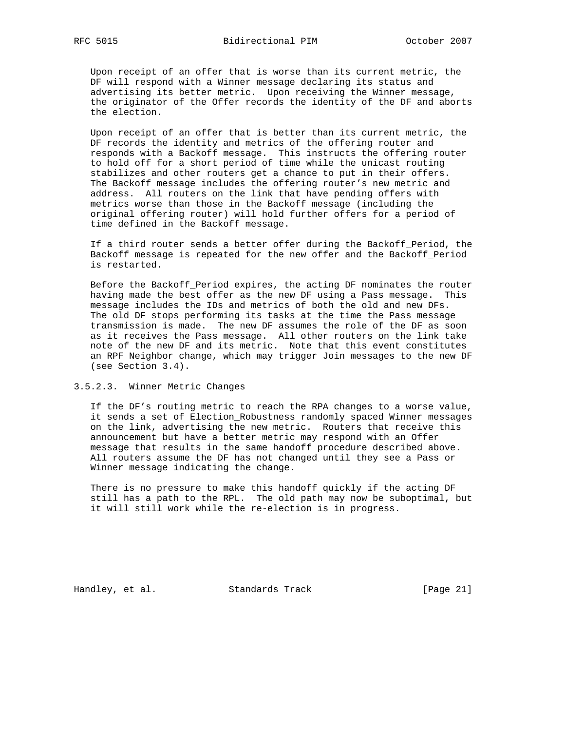Upon receipt of an offer that is worse than its current metric, the DF will respond with a Winner message declaring its status and advertising its better metric. Upon receiving the Winner message, the originator of the Offer records the identity of the DF and aborts the election.

Upon receipt of an offer that is better than its current metric, the DF records the identity and metrics of the offering router and responds with a Backoff message. This instructs the offering router to hold off for a short period of time while the unicast routing stabilizes and other routers get a chance to put in their offers. The Backoff message includes the offering router's new metric and address. All routers on the link that have pending offers with metrics worse than those in the Backoff message (including the original offering router) will hold further offers for a period of time defined in the Backoff message.

If a third router sends a better offer during the Backoff_Period, the Backoff message is repeated for the new offer and the Backoff_Period is restarted.

Before the Backoff_Period expires, the acting DF nominates the router having made the best offer as the new DF using a Pass message. This message includes the IDs and metrics of both the old and new DFs. The old DF stops performing its tasks at the time the Pass message transmission is made. The new DF assumes the role of the DF as soon as it receives the Pass message. All other routers on the link take note of the new DF and its metric. Note that this event constitutes an RPF Neighbor change, which may trigger Join messages to the new DF (see Section 3.4).

### 3.5.2.3. Winner Metric Changes

If the DF's routing metric to reach the RPA changes to a worse value, it sends a set of Election_Robustness randomly spaced Winner messages on the link, advertising the new metric. Routers that receive this announcement but have a better metric may respond with an Offer message that results in the same handoff procedure described above. All routers assume the DF has not changed until they see a Pass or Winner message indicating the change.

There is no pressure to make this handoff quickly if the acting DF still has a path to the RPL. The old path may now be suboptimal, but it will still work while the re-election is in progress.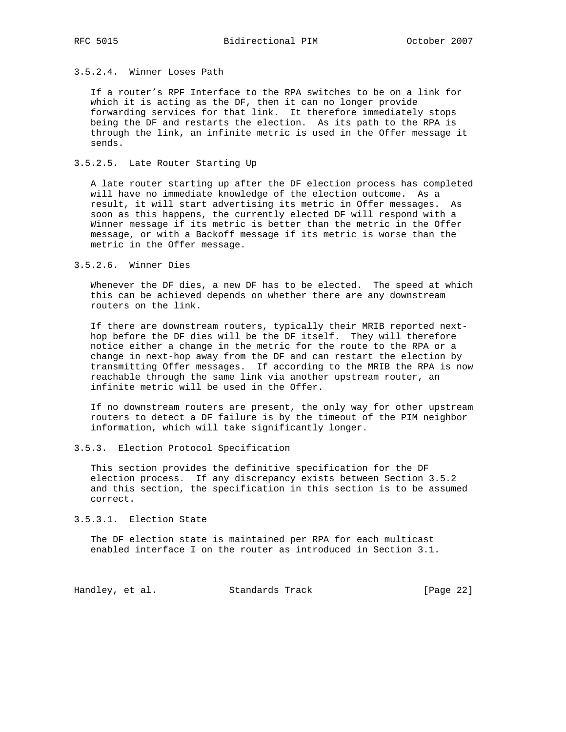#### 3.5.2.4. Winner Loses Path

If a router's RPF Interface to the RPA switches to be on a link for which it is acting as the DF, then it can no longer provide forwarding services for that link. It therefore immediately stops being the DF and restarts the election. As its path to the RPA is through the link, an infinite metric is used in the Offer message it sends.

#### 3.5.2.5. Late Router Starting Up

A late router starting up after the DF election process has completed will have no immediate knowledge of the election outcome. As a result, it will start advertising its metric in Offer messages. As soon as this happens, the currently elected DF will respond with a Winner message if its metric is better than the metric in the Offer message, or with a Backoff message if its metric is worse than the metric in the Offer message.

#### 3.5.2.6. Winner Dies

Whenever the DF dies, a new DF has to be elected. The speed at which this can be achieved depends on whether there are any downstream routers on the link.

If there are downstream routers, typically their MRIB reported next-hop before the DF dies will be the DF itself. They will therefore notice either a change in the metric for the route to the RPA or a change in next-hop away from the DF and can restart the election by transmitting Offer messages. If according to the MRIB the RPA is now reachable through the same link via another upstream router, an infinite metric will be used in the Offer.

If no downstream routers are present, the only way for other upstream routers to detect a DF failure is by the timeout of the PIM neighbor information, which will take significantly longer.

### 3.5.3. Election Protocol Specification

This section provides the definitive specification for the DF election process. If any discrepancy exists between Section 3.5.2 and this section, the specification in this section is to be assumed correct.

#### 3.5.3.1. Election State

The DF election state is maintained per RPA for each multicast enabled interface I on the router as introduced in Section 3.1.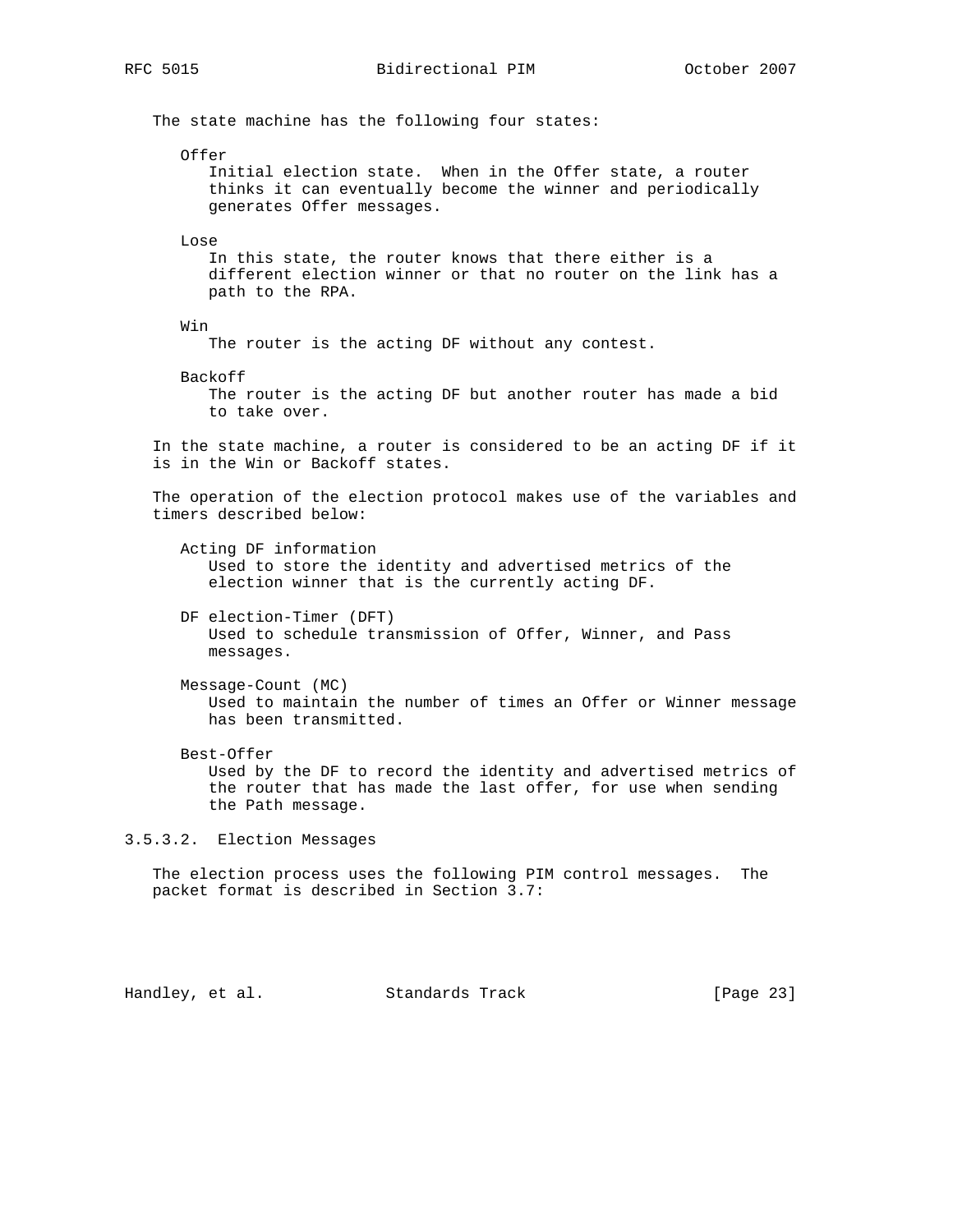The state machine has the following four states:

**Offer**
Initial election state. When in the Offer state, a router thinks it can eventually become the winner and periodically generates Offer messages.

**Lose**
In this state, the router knows that there either is a different election winner or that no router on the link has a path to the RPA.

**Win**
The router is the acting DF without any contest.

**Backoff**
The router is the acting DF but another router has made a bid to take over.

In the state machine, a router is considered to be an acting DF if it is in the Win or Backoff states.

The operation of the election protocol makes use of the variables and timers described below:

**Acting DF information**
Used to store the identity and advertised metrics of the election winner that is the currently acting DF.

**DF election-Timer (DFT)**
Used to schedule transmission of Offer, Winner, and Pass messages.

**Message-Count (MC)**
Used to maintain the number of times an Offer or Winner message has been transmitted.

**Best-Offer**
Used by the DF to record the identity and advertised metrics of the router that has made the last offer, for use when sending the Path message.

#### 3.5.3.2. Election Messages

The election process uses the following PIM control messages. The packet format is described in Section 3.7: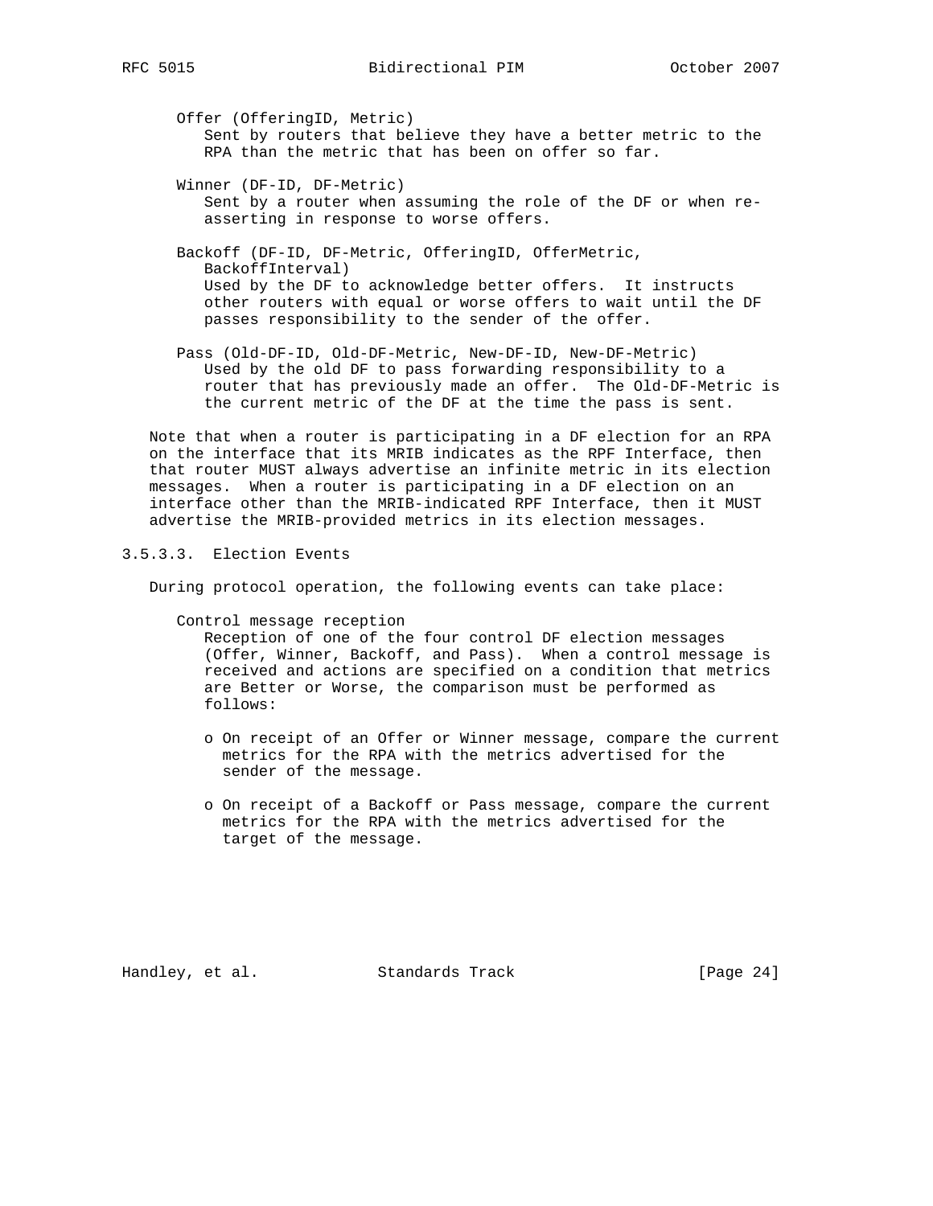Offer (OfferingID, Metric)
: Sent by routers that believe they have a better metric to the RPA than the metric that has been on offer so far.

Winner (DF-ID, DF-Metric)
: Sent by a router when assuming the role of the DF or when re-asserting in response to worse offers.

Backoff (DF-ID, DF-Metric, OfferingID, OfferMetric, BackoffInterval)
: Used by the DF to acknowledge better offers. It instructs other routers with equal or worse offers to wait until the DF passes responsibility to the sender of the offer.

Pass (Old-DF-ID, Old-DF-Metric, New-DF-ID, New-DF-Metric)
: Used by the old DF to pass forwarding responsibility to a router that has previously made an offer. The Old-DF-Metric is the current metric of the DF at the time the pass is sent.

Note that when a router is participating in a DF election for an RPA on the interface that its MRIB indicates as the RPF Interface, then that router MUST always advertise an infinite metric in its election messages. When a router is participating in a DF election on an interface other than the MRIB-indicated RPF Interface, then it MUST advertise the MRIB-provided metrics in its election messages.

#### 3.5.3.3. Election Events

During protocol operation, the following events can take place:

Control message reception
: Reception of one of the four control DF election messages (Offer, Winner, Backoff, and Pass). When a control message is received and actions are specified on a condition that metrics are Better or Worse, the comparison must be performed as follows:

  - On receipt of an Offer or Winner message, compare the current metrics for the RPA with the metrics advertised for the sender of the message.

  - On receipt of a Backoff or Pass message, compare the current metrics for the RPA with the metrics advertised for the target of the message.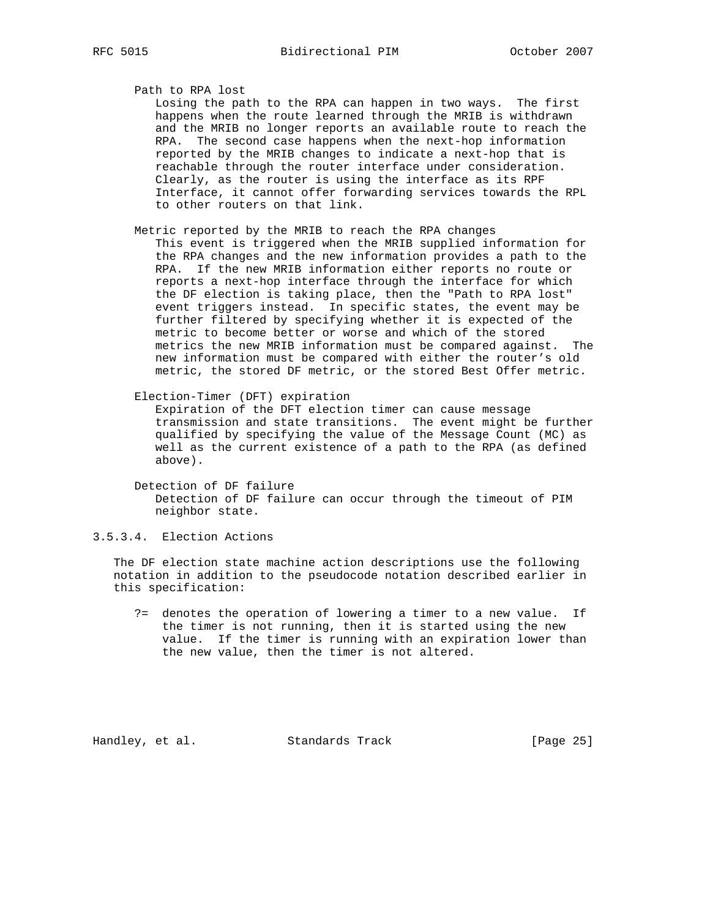Path to RPA lost

Losing the path to the RPA can happen in two ways. The first happens when the route learned through the MRIB is withdrawn and the MRIB no longer reports an available route to reach the RPA. The second case happens when the next-hop information reported by the MRIB changes to indicate a next-hop that is reachable through the router interface under consideration. Clearly, as the router is using the interface as its RPF Interface, it cannot offer forwarding services towards the RPL to other routers on that link.

Metric reported by the MRIB to reach the RPA changes

This event is triggered when the MRIB supplied information for the RPA changes and the new information provides a path to the RPA. If the new MRIB information either reports no route or reports a next-hop interface through the interface for which the DF election is taking place, then the "Path to RPA lost" event triggers instead. In specific states, the event may be further filtered by specifying whether it is expected of the metric to become better or worse and which of the stored metrics the new MRIB information must be compared against. The new information must be compared with either the router's old metric, the stored DF metric, or the stored Best Offer metric.

Election-Timer (DFT) expiration

Expiration of the DFT election timer can cause message transmission and state transitions. The event might be further qualified by specifying the value of the Message Count (MC) as well as the current existence of a path to the RPA (as defined above).

Detection of DF failure

Detection of DF failure can occur through the timeout of PIM neighbor state.

#### 3.5.3.4. Election Actions

The DF election state machine action descriptions use the following notation in addition to the pseudocode notation described earlier in this specification:

?= denotes the operation of lowering a timer to a new value. If the timer is not running, then it is started using the new value. If the timer is running with an expiration lower than the new value, then the timer is not altered.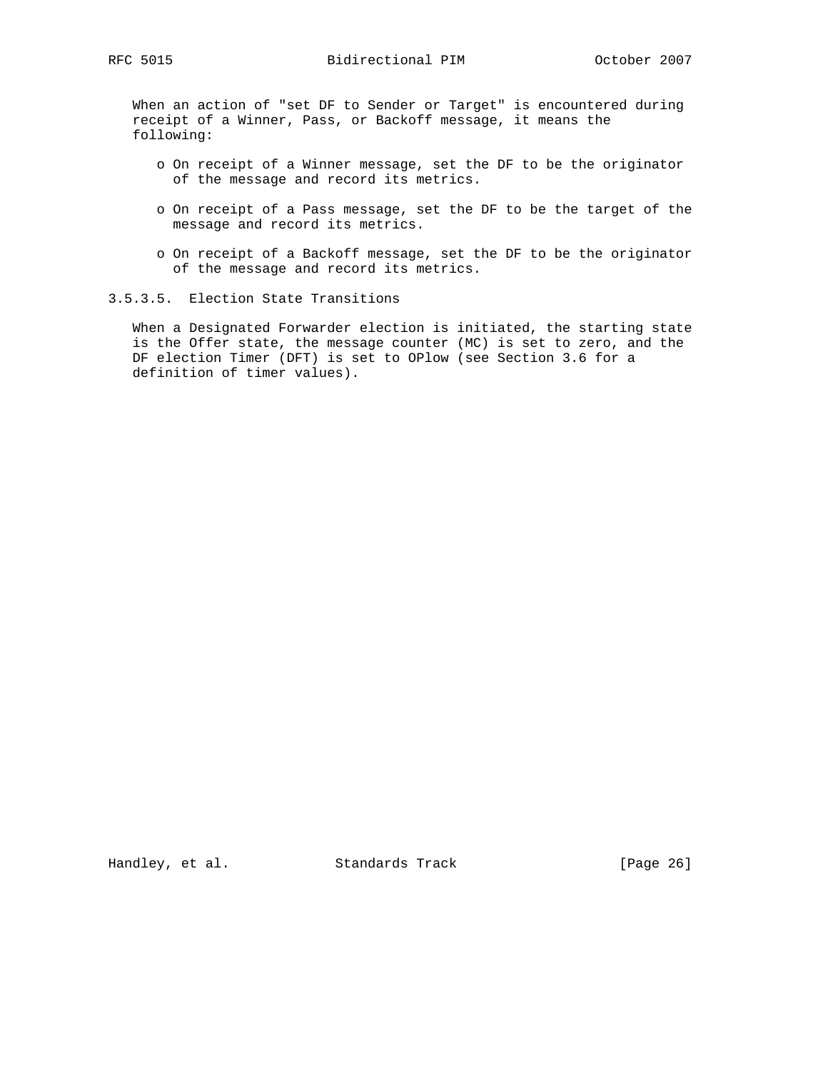When an action of "set DF to Sender or Target" is encountered during receipt of a Winner, Pass, or Backoff message, it means the following:

- On receipt of a Winner message, set the DF to be the originator of the message and record its metrics.
- On receipt of a Pass message, set the DF to be the target of the message and record its metrics.
- On receipt of a Backoff message, set the DF to be the originator of the message and record its metrics.

### 3.5.3.5. Election State Transitions

When a Designated Forwarder election is initiated, the starting state is the Offer state, the message counter (MC) is set to zero, and the DF election Timer (DFT) is set to OPlow (see Section 3.6 for a definition of timer values).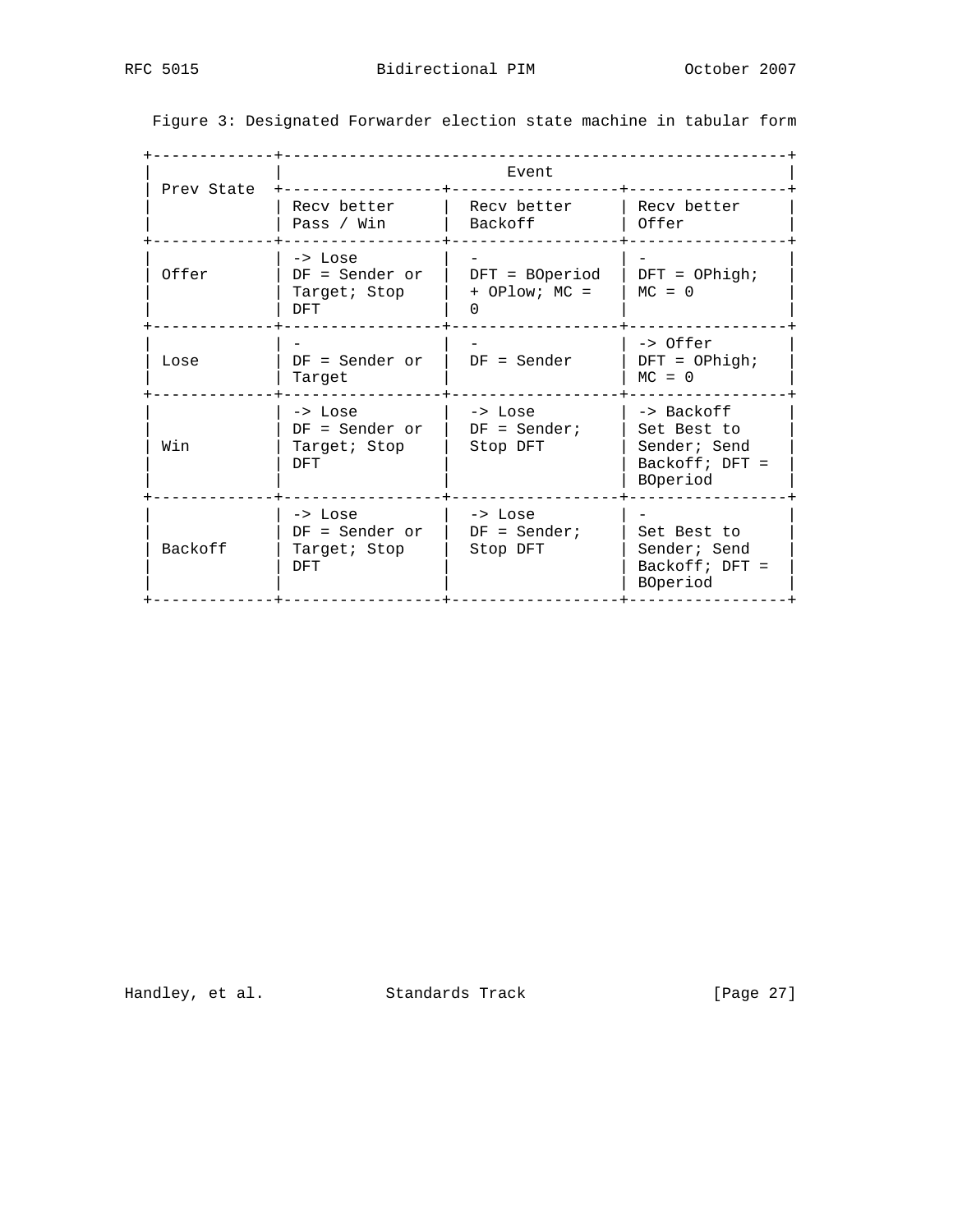Figure 3: Designated Forwarder election state machine in tabular form

| Prev State | Event | | |
|---|---|---|---|
| | Recv better Pass / Win | Recv better Backoff | Recv better Offer |
| Offer | -> Lose DF = Sender or Target; Stop DFT | - DFT = BOperiod + OPlow; MC = 0 | - DFT = OPhigh; MC = 0 |
| Lose | - DF = Sender or Target | - DF = Sender | -> Offer DFT = OPhigh; MC = 0 |
| Win | -> Lose DF = Sender or Target; Stop DFT | -> Lose DF = Sender; Stop DFT | -> Backoff Set Best to Sender; Send Backoff; DFT = BOperiod |
| Backoff | -> Lose DF = Sender or Target; Stop DFT | -> Lose DF = Sender; Stop DFT | - Set Best to Sender; Send Backoff; DFT = BOperiod |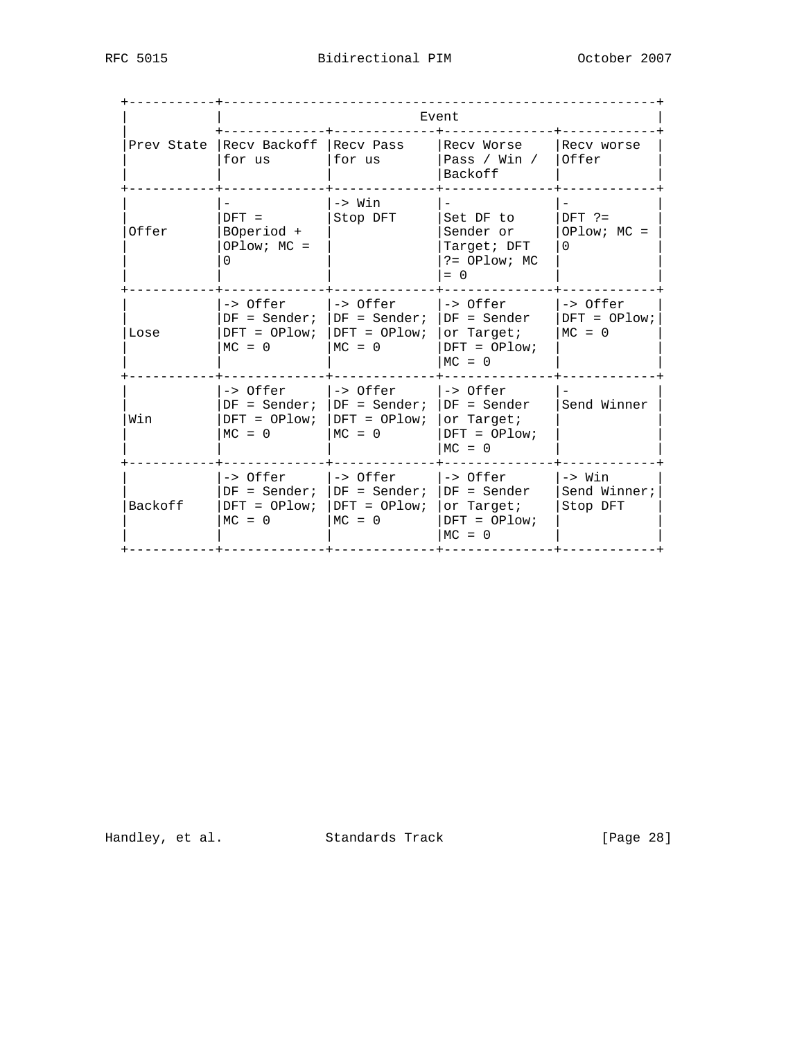| Prev State | Event | | | |
|---|---|---|---|---|
| | Recv Backoff for us | Recv Pass for us | Recv Worse Pass / Win / Backoff | Recv worse Offer |
| Offer | - DFT = BOperiod + OPlow; MC = 0 | -> Win Stop DFT | - Set DF to Sender or Target; DFT ?= OPlow; MC = 0 | - DFT ?= OPlow; MC = 0 |
| Lose | -> Offer DF = Sender; DFT = OPlow; MC = 0 | -> Offer DF = Sender; DFT = OPlow; MC = 0 | -> Offer DF = Sender or Target; DFT = OPlow; MC = 0 | -> Offer DFT = OPlow; MC = 0 |
| Win | -> Offer DF = Sender; DFT = OPlow; MC = 0 | -> Offer DF = Sender; DFT = OPlow; MC = 0 | -> Offer DF = Sender or Target; DFT = OPlow; MC = 0 | - Send Winner |
| Backoff | -> Offer DF = Sender; DFT = OPlow; MC = 0 | -> Offer DF = Sender; DFT = OPlow; MC = 0 | -> Offer DF = Sender or Target; DFT = OPlow; MC = 0 | -> Win Send Winner; Stop DFT |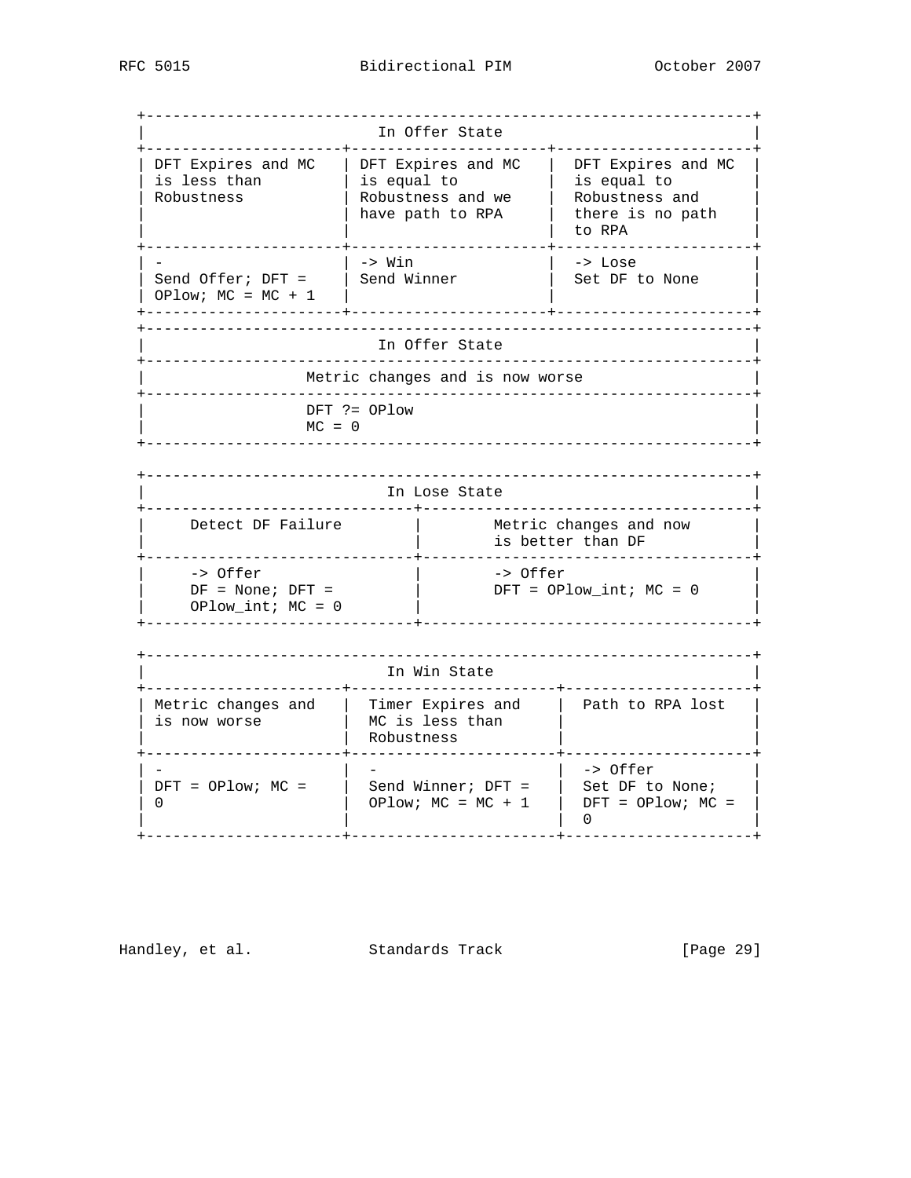| In Offer State | | |
|---|---|---|
| DFT Expires and MC is less than Robustness | DFT Expires and MC is equal to Robustness and we have path to RPA | DFT Expires and MC is equal to Robustness and there is no path to RPA |
| - Send Offer; DFT = OPlow; MC = MC + 1 | -> Win Send Winner | -> Lose Set DF to None |

| In Offer State |
|---|
| Metric changes and is now worse |
| DFT ?= OPlow MC = 0 |

| In Lose State | |
|---|---|
| Detect DF Failure | Metric changes and now is better than DF |
| -> Offer DF = None; DFT = OPlow_int; MC = 0 | -> Offer DFT = OPlow_int; MC = 0 |

| In Win State | | |
|---|---|---|
| Metric changes and is now worse | Timer Expires and MC is less than Robustness | Path to RPA lost |
| - DFT = OPlow; MC = 0 | - Send Winner; DFT = OPlow; MC = MC + 1 | -> Offer Set DF to None; DFT = OPlow; MC = 0 |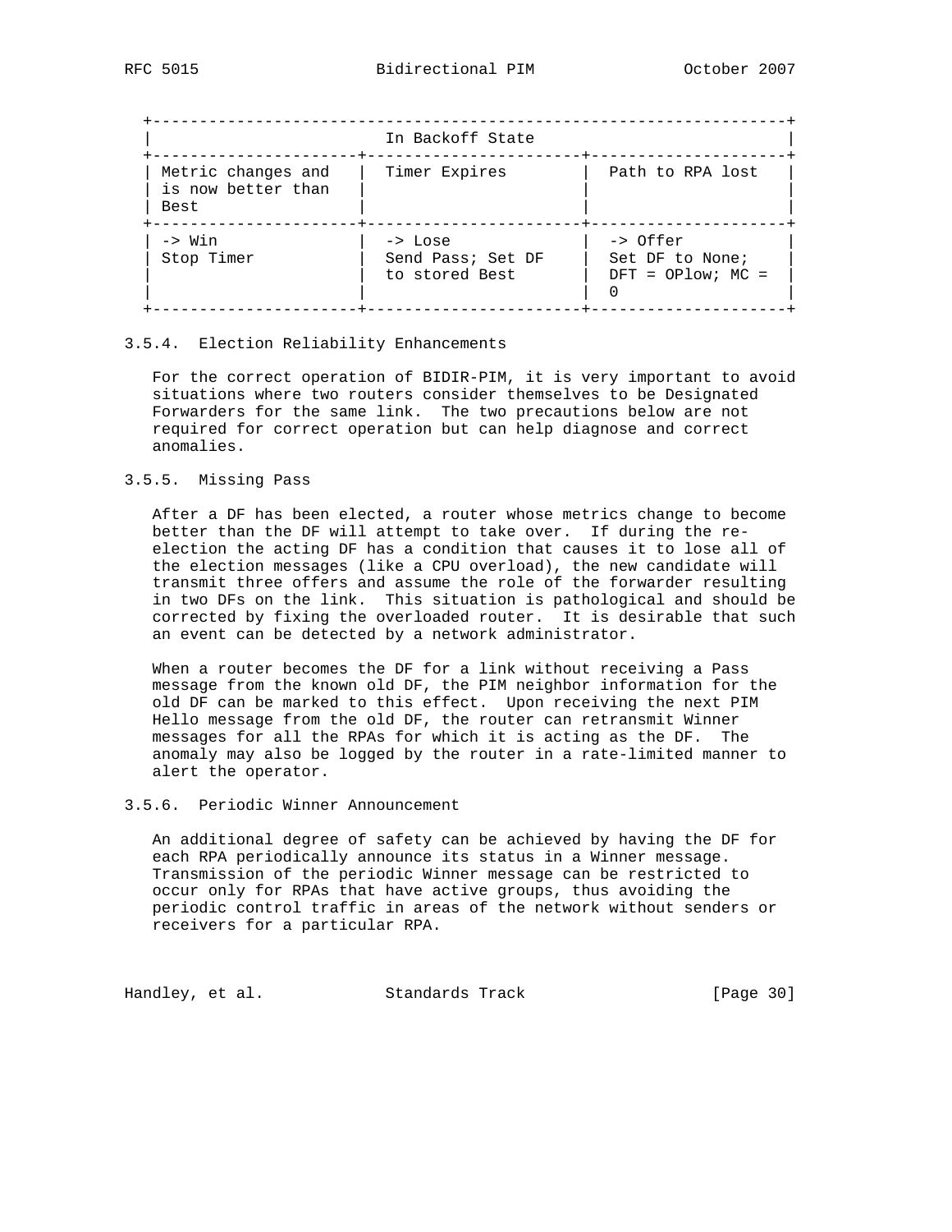| In Backoff State | | |
|---|---|---|
| Metric changes and is now better than Best | Timer Expires | Path to RPA lost |
| -> Win Stop Timer | -> Lose Send Pass; Set DF to stored Best | -> Offer Set DF to None; DFT = OPlow; MC = 0 |

### 3.5.4. Election Reliability Enhancements

For the correct operation of BIDIR-PIM, it is very important to avoid situations where two routers consider themselves to be Designated Forwarders for the same link. The two precautions below are not required for correct operation but can help diagnose and correct anomalies.

### 3.5.5. Missing Pass

After a DF has been elected, a router whose metrics change to become better than the DF will attempt to take over. If during the re-election the acting DF has a condition that causes it to lose all of the election messages (like a CPU overload), the new candidate will transmit three offers and assume the role of the forwarder resulting in two DFs on the link. This situation is pathological and should be corrected by fixing the overloaded router. It is desirable that such an event can be detected by a network administrator.

When a router becomes the DF for a link without receiving a Pass message from the known old DF, the PIM neighbor information for the old DF can be marked to this effect. Upon receiving the next PIM Hello message from the old DF, the router can retransmit Winner messages for all the RPAs for which it is acting as the DF. The anomaly may also be logged by the router in a rate-limited manner to alert the operator.

### 3.5.6. Periodic Winner Announcement

An additional degree of safety can be achieved by having the DF for each RPA periodically announce its status in a Winner message. Transmission of the periodic Winner message can be restricted to occur only for RPAs that have active groups, thus avoiding the periodic control traffic in areas of the network without senders or receivers for a particular RPA.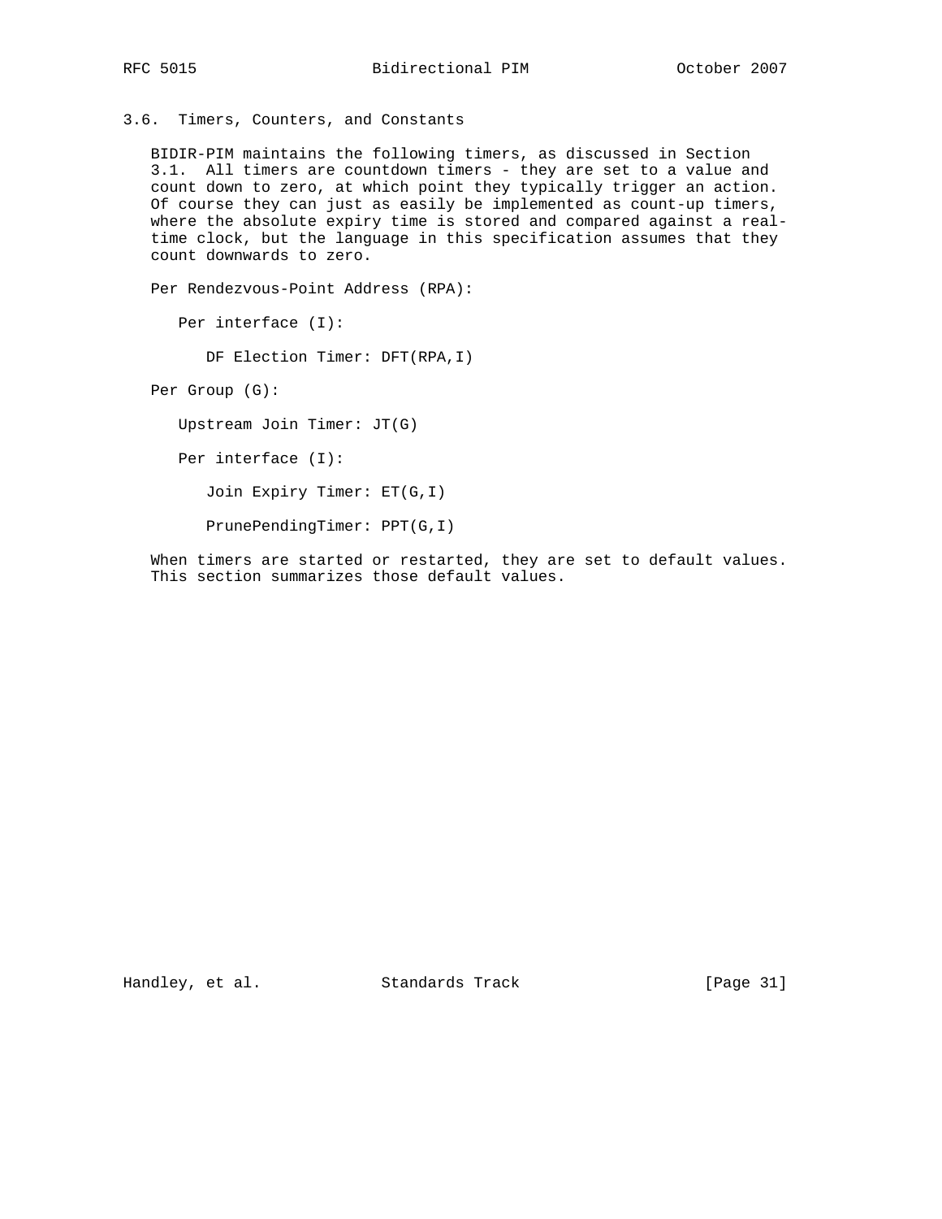### 3.6. Timers, Counters, and Constants

BIDIR-PIM maintains the following timers, as discussed in Section 3.1. All timers are countdown timers - they are set to a value and count down to zero, at which point they typically trigger an action. Of course they can just as easily be implemented as count-up timers, where the absolute expiry time is stored and compared against a real-time clock, but the language in this specification assumes that they count downwards to zero.

Per Rendezvous-Point Address (RPA):

- Per interface (I):
  - DF Election Timer: DFT(RPA,I)

Per Group (G):

- Upstream Join Timer: JT(G)
- Per interface (I):
  - Join Expiry Timer: ET(G,I)
  - PrunePendingTimer: PPT(G,I)

When timers are started or restarted, they are set to default values. This section summarizes those default values.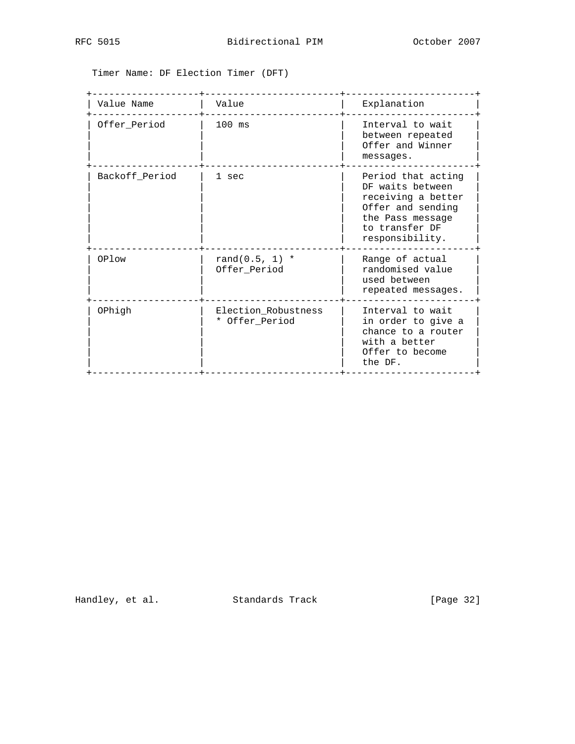Timer Name: DF Election Timer (DFT)

| Value Name | Value | Explanation |
| --- | --- | --- |
| Offer_Period | 100 ms | Interval to wait between repeated Offer and Winner messages. |
| Backoff_Period | 1 sec | Period that acting DF waits between receiving a better Offer and sending the Pass message to transfer DF responsibility. |
| OPlow | rand(0.5, 1) * Offer_Period | Range of actual randomised value used between repeated messages. |
| OPhigh | Election_Robustness * Offer_Period | Interval to wait in order to give a chance to a router with a better Offer to become the DF. |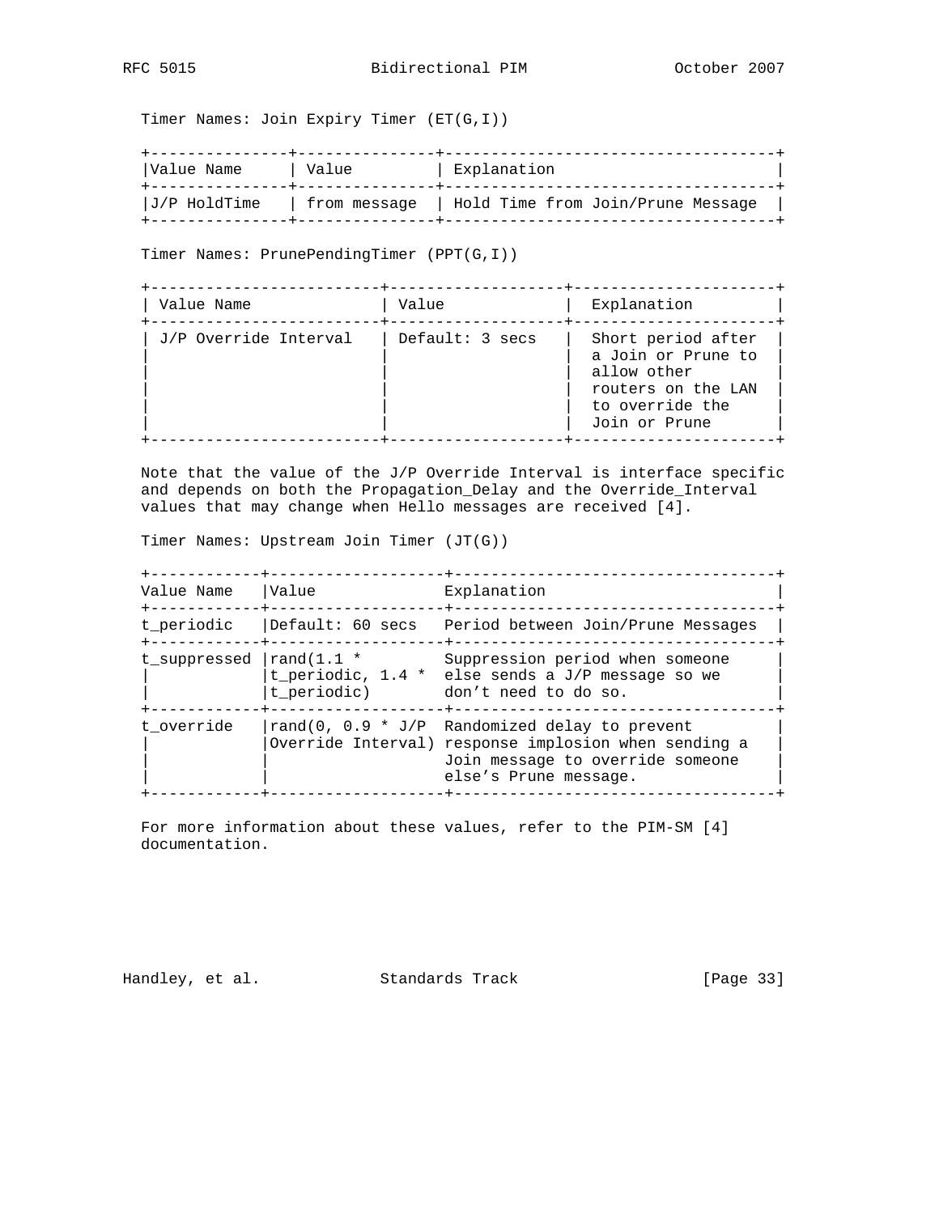Timer Names: Join Expiry Timer (ET(G,I))

| Value Name | Value | Explanation |
| --- | --- | --- |
| J/P HoldTime | from message | Hold Time from Join/Prune Message |

Timer Names: PrunePendingTimer (PPT(G,I))

| Value Name | Value | Explanation |
| --- | --- | --- |
| J/P Override Interval | Default: 3 secs | Short period after a Join or Prune to allow other routers on the LAN to override the Join or Prune |

Note that the value of the J/P Override Interval is interface specific and depends on both the Propagation_Delay and the Override_Interval values that may change when Hello messages are received [4].

Timer Names: Upstream Join Timer (JT(G))

| Value Name | Value | Explanation |
| --- | --- | --- |
| t_periodic | Default: 60 secs | Period between Join/Prune Messages |
| t_suppressed | rand(1.1 * t_periodic, 1.4 * t_periodic) | Suppression period when someone else sends a J/P message so we don't need to do so. |
| t_override | rand(0, 0.9 * J/P Override Interval) | Randomized delay to prevent response implosion when sending a Join message to override someone else's Prune message. |

For more information about these values, refer to the PIM-SM [4] documentation.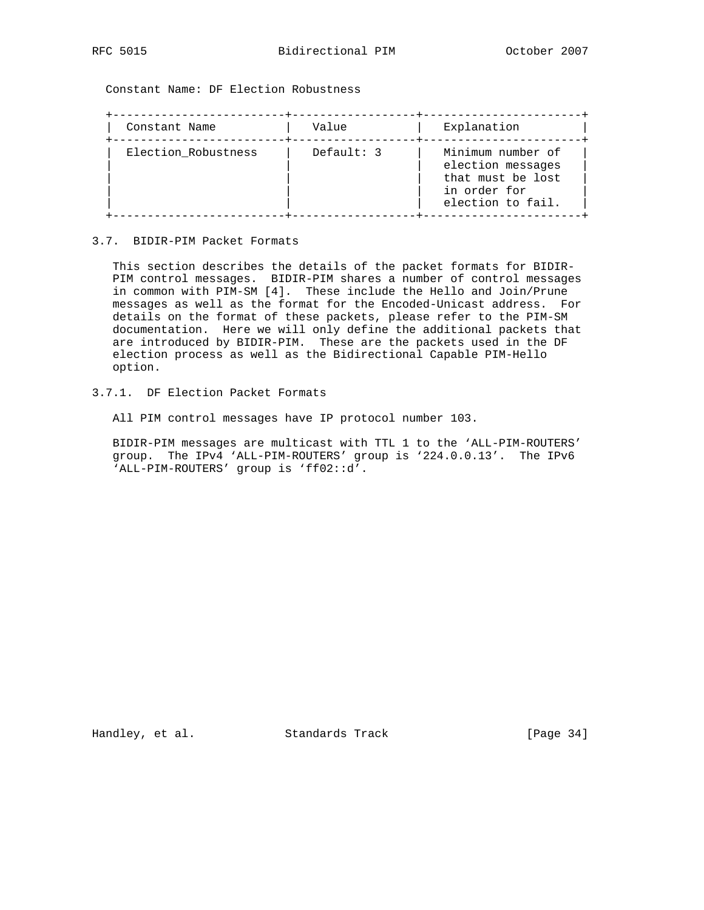Constant Name: DF Election Robustness

| Constant Name | Value | Explanation |
|---|---|---|
| Election_Robustness | Default: 3 | Minimum number of election messages that must be lost in order for election to fail. |

### 3.7. BIDIR-PIM Packet Formats

This section describes the details of the packet formats for BIDIR-PIM control messages. BIDIR-PIM shares a number of control messages in common with PIM-SM [4]. These include the Hello and Join/Prune messages as well as the format for the Encoded-Unicast address. For details on the format of these packets, please refer to the PIM-SM documentation. Here we will only define the additional packets that are introduced by BIDIR-PIM. These are the packets used in the DF election process as well as the Bidirectional Capable PIM-Hello option.

#### 3.7.1. DF Election Packet Formats

All PIM control messages have IP protocol number 103.

BIDIR-PIM messages are multicast with TTL 1 to the 'ALL-PIM-ROUTERS' group. The IPv4 'ALL-PIM-ROUTERS' group is '224.0.0.13'. The IPv6 'ALL-PIM-ROUTERS' group is 'ff02::d'.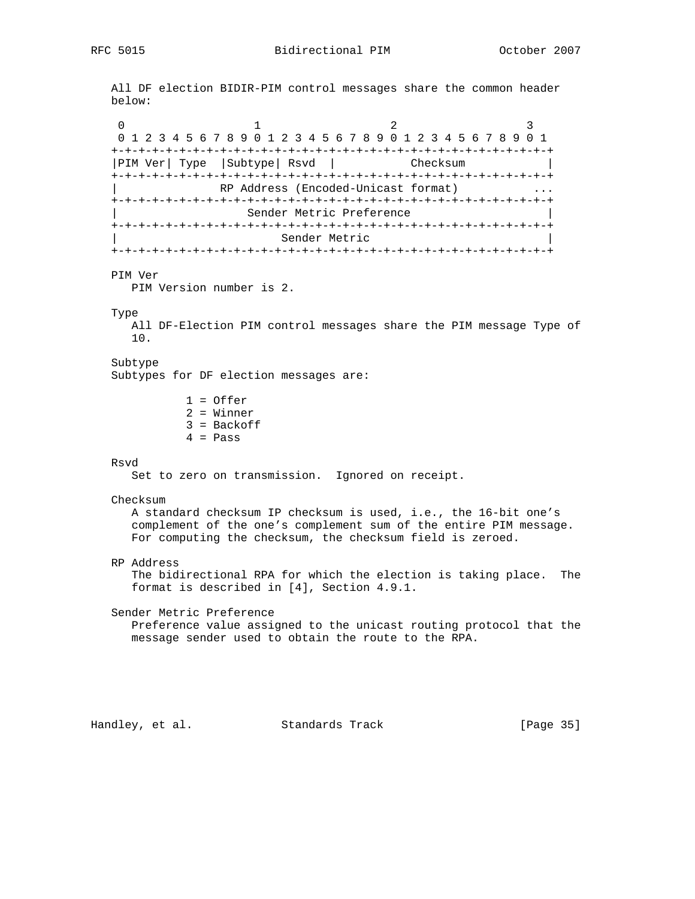All DF election BIDIR-PIM control messages share the common header below:

```
 0                   1                   2                   3
 0 1 2 3 4 5 6 7 8 9 0 1 2 3 4 5 6 7 8 9 0 1 2 3 4 5 6 7 8 9 0 1
+-+-+-+-+-+-+-+-+-+-+-+-+-+-+-+-+-+-+-+-+-+-+-+-+-+-+-+-+-+-+-+-+
|PIM Ver| Type  |Subtype| Rsvd  |           Checksum            |
+-+-+-+-+-+-+-+-+-+-+-+-+-+-+-+-+-+-+-+-+-+-+-+-+-+-+-+-+-+-+-+-+
|              RP Address (Encoded-Unicast format)          ...
+-+-+-+-+-+-+-+-+-+-+-+-+-+-+-+-+-+-+-+-+-+-+-+-+-+-+-+-+-+-+-+-+
|                  Sender Metric Preference                     |
+-+-+-+-+-+-+-+-+-+-+-+-+-+-+-+-+-+-+-+-+-+-+-+-+-+-+-+-+-+-+-+-+
|                       Sender Metric                           |
+-+-+-+-+-+-+-+-+-+-+-+-+-+-+-+-+-+-+-+-+-+-+-+-+-+-+-+-+-+-+-+-+
```

PIM Ver
   PIM Version number is 2.

Type
   All DF-Election PIM control messages share the PIM message Type of 10.

Subtype
Subtypes for DF election messages are:

- 1 = Offer
- 2 = Winner
- 3 = Backoff
- 4 = Pass

Rsvd
   Set to zero on transmission. Ignored on receipt.

Checksum
   A standard checksum IP checksum is used, i.e., the 16-bit one's complement of the one's complement sum of the entire PIM message. For computing the checksum, the checksum field is zeroed.

RP Address
   The bidirectional RPA for which the election is taking place. The format is described in [4], Section 4.9.1.

Sender Metric Preference
   Preference value assigned to the unicast routing protocol that the message sender used to obtain the route to the RPA.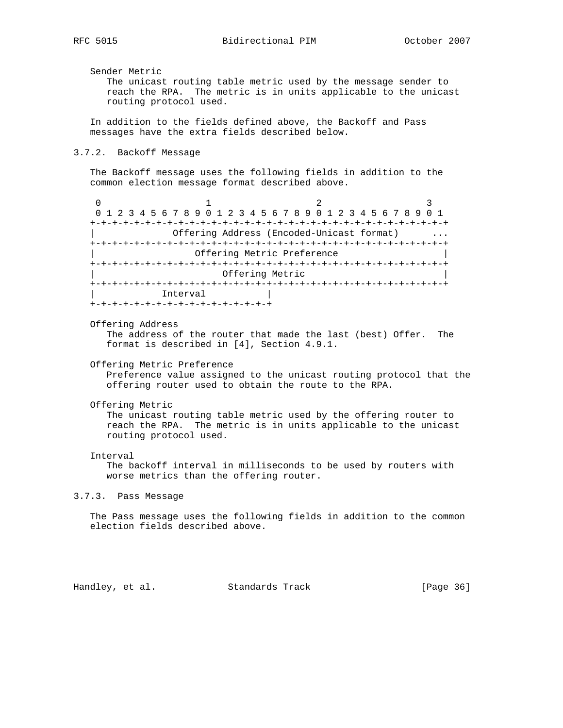Sender Metric
   The unicast routing table metric used by the message sender to reach the RPA. The metric is in units applicable to the unicast routing protocol used.

In addition to the fields defined above, the Backoff and Pass messages have the extra fields described below.

### 3.7.2. Backoff Message

The Backoff message uses the following fields in addition to the common election message format described above.

```
 0                   1                   2                   3
 0 1 2 3 4 5 6 7 8 9 0 1 2 3 4 5 6 7 8 9 0 1 2 3 4 5 6 7 8 9 0 1
+-+-+-+-+-+-+-+-+-+-+-+-+-+-+-+-+-+-+-+-+-+-+-+-+-+-+-+-+-+-+-+-+
|              Offering Address (Encoded-Unicast format)      ...
+-+-+-+-+-+-+-+-+-+-+-+-+-+-+-+-+-+-+-+-+-+-+-+-+-+-+-+-+-+-+-+-+
|                  Offering Metric Preference                   |
+-+-+-+-+-+-+-+-+-+-+-+-+-+-+-+-+-+-+-+-+-+-+-+-+-+-+-+-+-+-+-+-+
|                       Offering Metric                         |
+-+-+-+-+-+-+-+-+-+-+-+-+-+-+-+-+-+-+-+-+-+-+-+-+-+-+-+-+-+-+-+-+
|            Interval           |
+-+-+-+-+-+-+-+-+-+-+-+-+-+-+-+-+
```

Offering Address
   The address of the router that made the last (best) Offer. The format is described in [4], Section 4.9.1.

Offering Metric Preference
   Preference value assigned to the unicast routing protocol that the offering router used to obtain the route to the RPA.

Offering Metric
   The unicast routing table metric used by the offering router to reach the RPA. The metric is in units applicable to the unicast routing protocol used.

Interval
   The backoff interval in milliseconds to be used by routers with worse metrics than the offering router.

### 3.7.3. Pass Message

The Pass message uses the following fields in addition to the common election fields described above.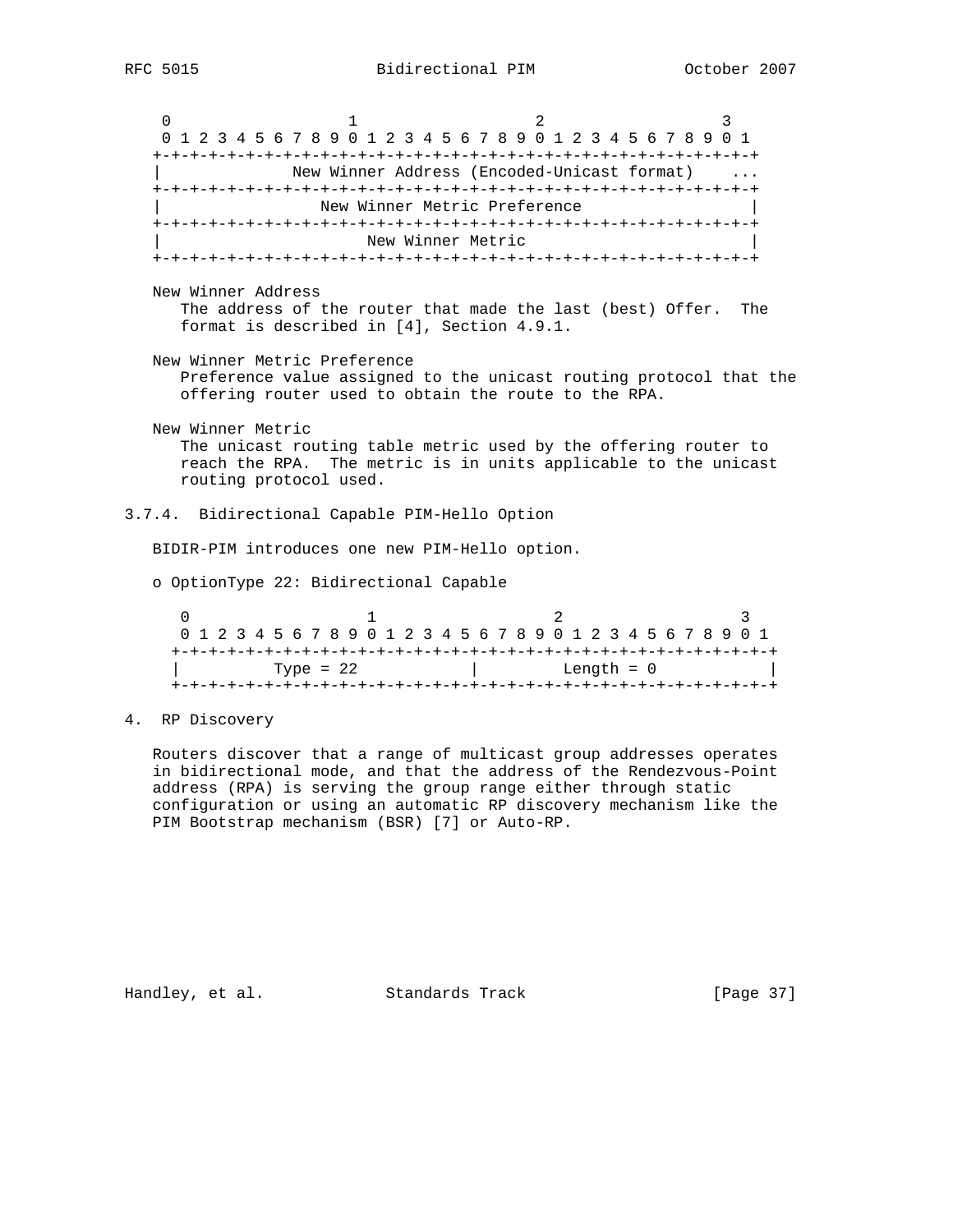```
     0                   1                   2                   3
     0 1 2 3 4 5 6 7 8 9 0 1 2 3 4 5 6 7 8 9 0 1 2 3 4 5 6 7 8 9 0 1
    +-+-+-+-+-+-+-+-+-+-+-+-+-+-+-+-+-+-+-+-+-+-+-+-+-+-+-+-+-+-+-+-+
    |             New Winner Address (Encoded-Unicast format)    ...
    +-+-+-+-+-+-+-+-+-+-+-+-+-+-+-+-+-+-+-+-+-+-+-+-+-+-+-+-+-+-+-+-+
    |                New Winner Metric Preference                   |
    +-+-+-+-+-+-+-+-+-+-+-+-+-+-+-+-+-+-+-+-+-+-+-+-+-+-+-+-+-+-+-+-+
    |                     New Winner Metric                         |
    +-+-+-+-+-+-+-+-+-+-+-+-+-+-+-+-+-+-+-+-+-+-+-+-+-+-+-+-+-+-+-+-+
```

New Winner Address
: The address of the router that made the last (best) Offer. The format is described in [4], Section 4.9.1.

New Winner Metric Preference
: Preference value assigned to the unicast routing protocol that the offering router used to obtain the route to the RPA.

New Winner Metric
: The unicast routing table metric used by the offering router to reach the RPA. The metric is in units applicable to the unicast routing protocol used.

### 3.7.4. Bidirectional Capable PIM-Hello Option

BIDIR-PIM introduces one new PIM-Hello option.

- OptionType 22: Bidirectional Capable

```
      0                   1                   2                   3
      0 1 2 3 4 5 6 7 8 9 0 1 2 3 4 5 6 7 8 9 0 1 2 3 4 5 6 7 8 9 0 1
     +-+-+-+-+-+-+-+-+-+-+-+-+-+-+-+-+-+-+-+-+-+-+-+-+-+-+-+-+-+-+-+-+
     |         Type = 22             |         Length = 0            |
     +-+-+-+-+-+-+-+-+-+-+-+-+-+-+-+-+-+-+-+-+-+-+-+-+-+-+-+-+-+-+-+-+
```

## 4. RP Discovery

Routers discover that a range of multicast group addresses operates in bidirectional mode, and that the address of the Rendezvous-Point address (RPA) is serving the group range either through static configuration or using an automatic RP discovery mechanism like the PIM Bootstrap mechanism (BSR) [7] or Auto-RP.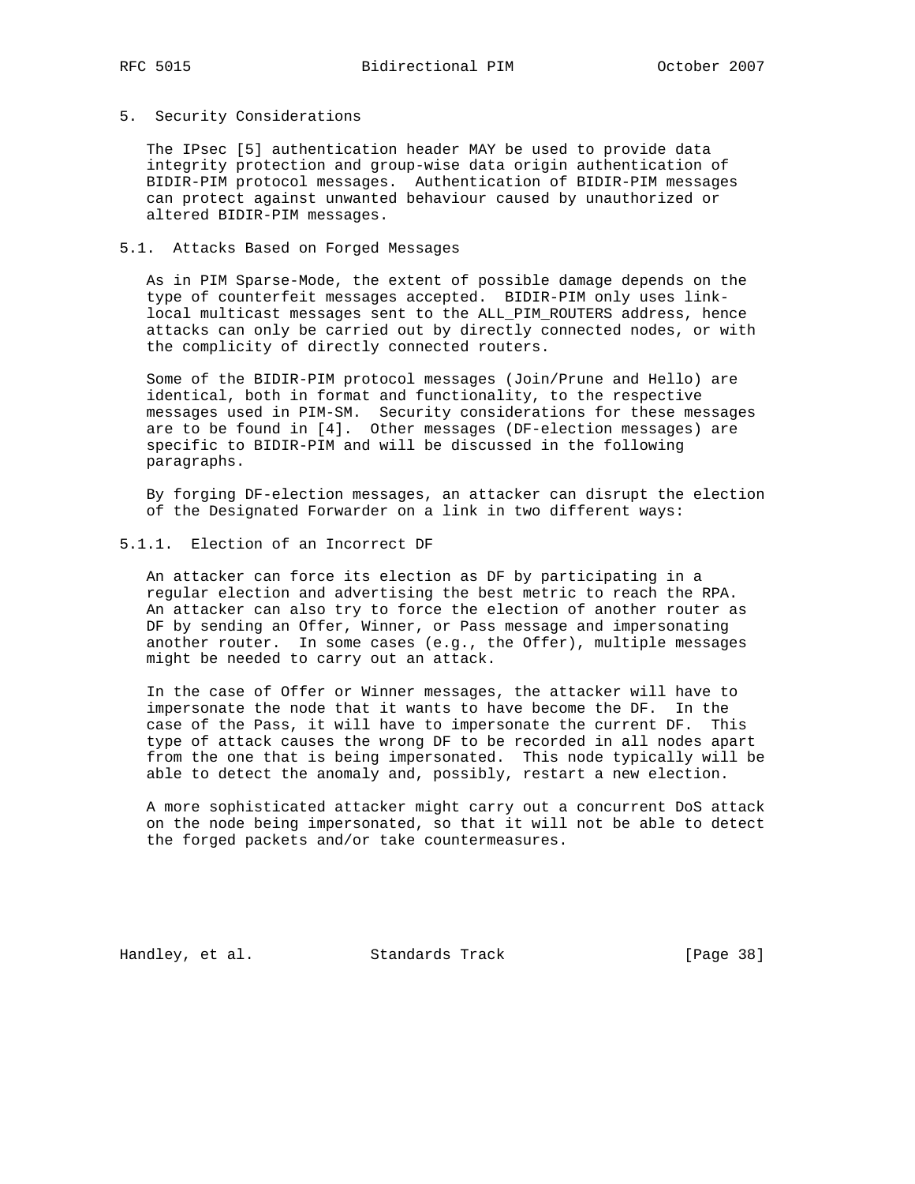## 5. Security Considerations

The IPsec [5] authentication header MAY be used to provide data integrity protection and group-wise data origin authentication of BIDIR-PIM protocol messages. Authentication of BIDIR-PIM messages can protect against unwanted behaviour caused by unauthorized or altered BIDIR-PIM messages.

### 5.1. Attacks Based on Forged Messages

As in PIM Sparse-Mode, the extent of possible damage depends on the type of counterfeit messages accepted. BIDIR-PIM only uses link-local multicast messages sent to the ALL_PIM_ROUTERS address, hence attacks can only be carried out by directly connected nodes, or with the complicity of directly connected routers.

Some of the BIDIR-PIM protocol messages (Join/Prune and Hello) are identical, both in format and functionality, to the respective messages used in PIM-SM. Security considerations for these messages are to be found in [4]. Other messages (DF-election messages) are specific to BIDIR-PIM and will be discussed in the following paragraphs.

By forging DF-election messages, an attacker can disrupt the election of the Designated Forwarder on a link in two different ways:

#### 5.1.1. Election of an Incorrect DF

An attacker can force its election as DF by participating in a regular election and advertising the best metric to reach the RPA. An attacker can also try to force the election of another router as DF by sending an Offer, Winner, or Pass message and impersonating another router. In some cases (e.g., the Offer), multiple messages might be needed to carry out an attack.

In the case of Offer or Winner messages, the attacker will have to impersonate the node that it wants to have become the DF. In the case of the Pass, it will have to impersonate the current DF. This type of attack causes the wrong DF to be recorded in all nodes apart from the one that is being impersonated. This node typically will be able to detect the anomaly and, possibly, restart a new election.

A more sophisticated attacker might carry out a concurrent DoS attack on the node being impersonated, so that it will not be able to detect the forged packets and/or take countermeasures.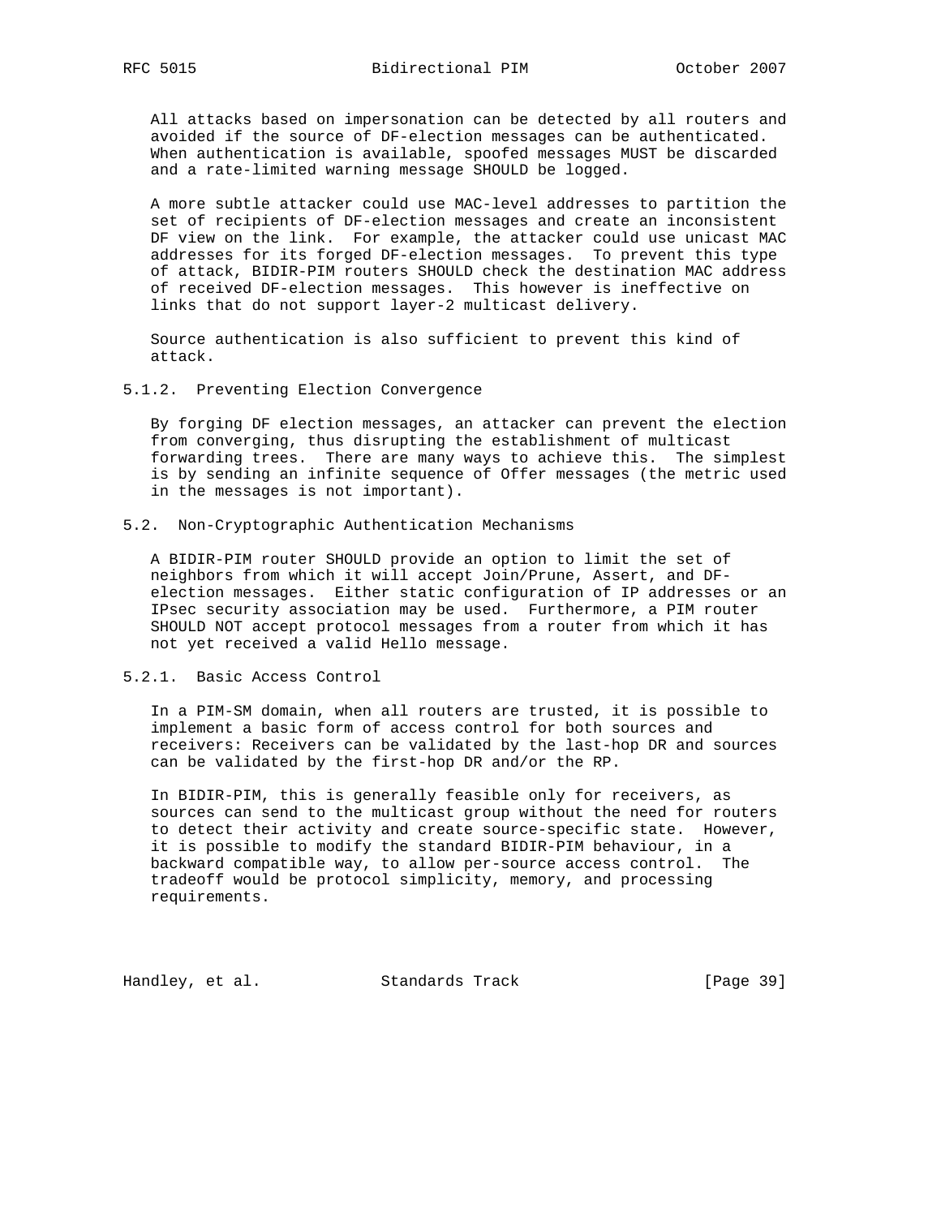All attacks based on impersonation can be detected by all routers and avoided if the source of DF-election messages can be authenticated. When authentication is available, spoofed messages MUST be discarded and a rate-limited warning message SHOULD be logged.

A more subtle attacker could use MAC-level addresses to partition the set of recipients of DF-election messages and create an inconsistent DF view on the link. For example, the attacker could use unicast MAC addresses for its forged DF-election messages. To prevent this type of attack, BIDIR-PIM routers SHOULD check the destination MAC address of received DF-election messages. This however is ineffective on links that do not support layer-2 multicast delivery.

Source authentication is also sufficient to prevent this kind of attack.

#### 5.1.2. Preventing Election Convergence

By forging DF election messages, an attacker can prevent the election from converging, thus disrupting the establishment of multicast forwarding trees. There are many ways to achieve this. The simplest is by sending an infinite sequence of Offer messages (the metric used in the messages is not important).

### 5.2. Non-Cryptographic Authentication Mechanisms

A BIDIR-PIM router SHOULD provide an option to limit the set of neighbors from which it will accept Join/Prune, Assert, and DF-election messages. Either static configuration of IP addresses or an IPsec security association may be used. Furthermore, a PIM router SHOULD NOT accept protocol messages from a router from which it has not yet received a valid Hello message.

#### 5.2.1. Basic Access Control

In a PIM-SM domain, when all routers are trusted, it is possible to implement a basic form of access control for both sources and receivers: Receivers can be validated by the last-hop DR and sources can be validated by the first-hop DR and/or the RP.

In BIDIR-PIM, this is generally feasible only for receivers, as sources can send to the multicast group without the need for routers to detect their activity and create source-specific state. However, it is possible to modify the standard BIDIR-PIM behaviour, in a backward compatible way, to allow per-source access control. The tradeoff would be protocol simplicity, memory, and processing requirements.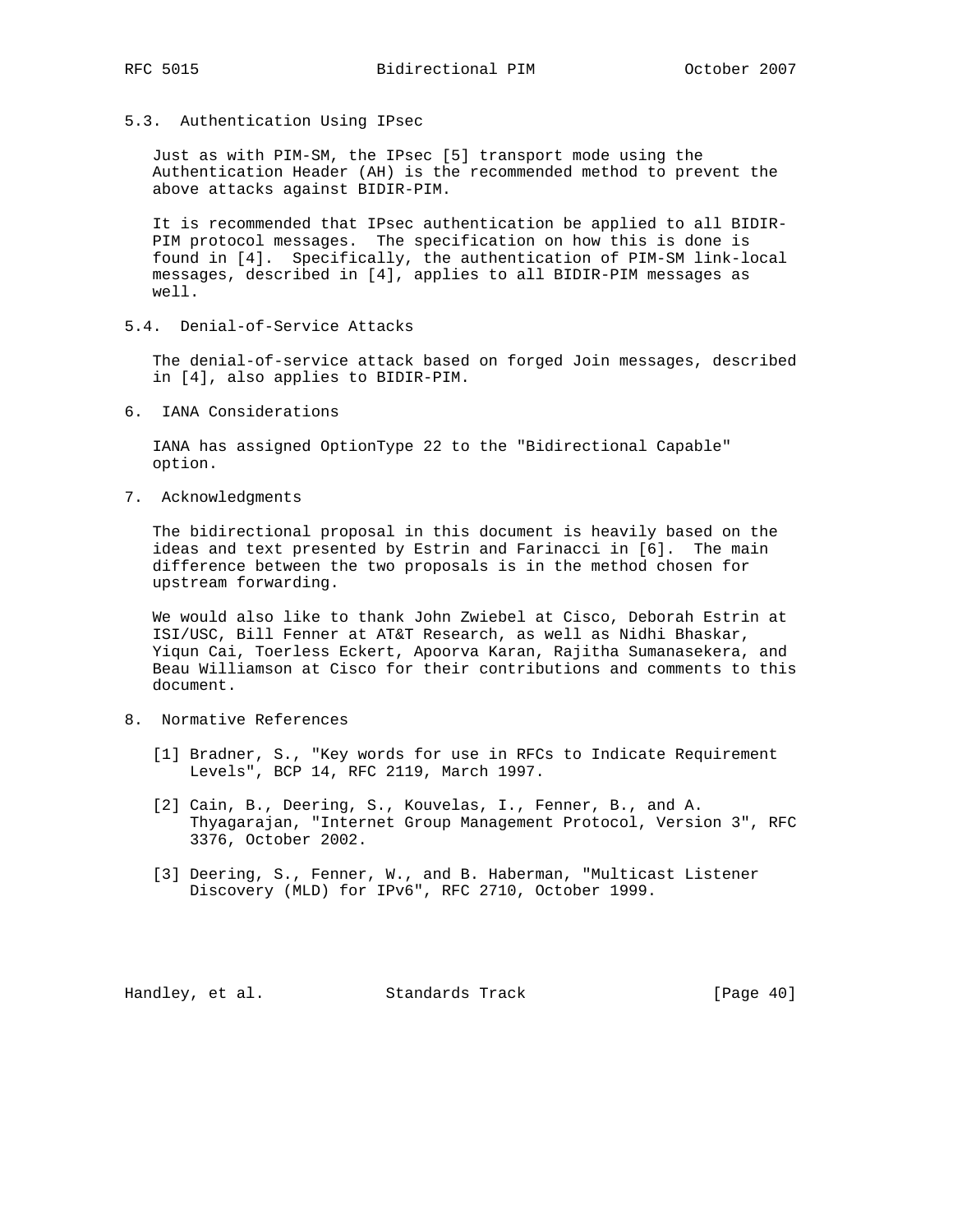### 5.3. Authentication Using IPsec

Just as with PIM-SM, the IPsec [5] transport mode using the Authentication Header (AH) is the recommended method to prevent the above attacks against BIDIR-PIM.

It is recommended that IPsec authentication be applied to all BIDIR-PIM protocol messages. The specification on how this is done is found in [4]. Specifically, the authentication of PIM-SM link-local messages, described in [4], applies to all BIDIR-PIM messages as well.

### 5.4. Denial-of-Service Attacks

The denial-of-service attack based on forged Join messages, described in [4], also applies to BIDIR-PIM.

## 6. IANA Considerations

IANA has assigned OptionType 22 to the "Bidirectional Capable" option.

## 7. Acknowledgments

The bidirectional proposal in this document is heavily based on the ideas and text presented by Estrin and Farinacci in [6]. The main difference between the two proposals is in the method chosen for upstream forwarding.

We would also like to thank John Zwiebel at Cisco, Deborah Estrin at ISI/USC, Bill Fenner at AT&T Research, as well as Nidhi Bhaskar, Yiqun Cai, Toerless Eckert, Apoorva Karan, Rajitha Sumanasekera, and Beau Williamson at Cisco for their contributions and comments to this document.

## 8. Normative References

[1] Bradner, S., "Key words for use in RFCs to Indicate Requirement Levels", BCP 14, RFC 2119, March 1997.

[2] Cain, B., Deering, S., Kouvelas, I., Fenner, B., and A. Thyagarajan, "Internet Group Management Protocol, Version 3", RFC 3376, October 2002.

[3] Deering, S., Fenner, W., and B. Haberman, "Multicast Listener Discovery (MLD) for IPv6", RFC 2710, October 1999.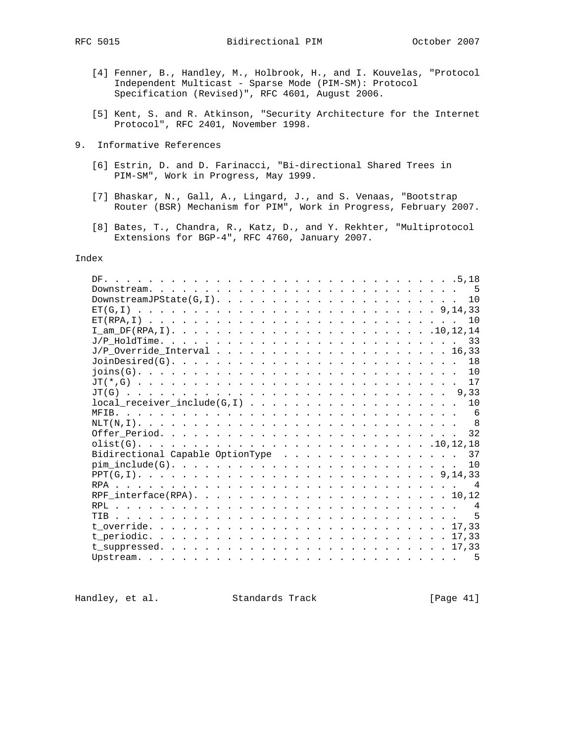[4] Fenner, B., Handley, M., Holbrook, H., and I. Kouvelas, "Protocol Independent Multicast - Sparse Mode (PIM-SM): Protocol Specification (Revised)", RFC 4601, August 2006.

[5] Kent, S. and R. Atkinson, "Security Architecture for the Internet Protocol", RFC 2401, November 1998.

## 9. Informative References

[6] Estrin, D. and D. Farinacci, "Bi-directional Shared Trees in PIM-SM", Work in Progress, May 1999.

[7] Bhaskar, N., Gall, A., Lingard, J., and S. Venaas, "Bootstrap Router (BSR) Mechanism for PIM", Work in Progress, February 2007.

[8] Bates, T., Chandra, R., Katz, D., and Y. Rekhter, "Multiprotocol Extensions for BGP-4", RFC 4760, January 2007.

## Index

```
DF. . . . . . . . . . . . . . . . . . . . . . . . . . . . . . . . .5,18
Downstream. . . . . . . . . . . . . . . . . . . . . . . . . . . . .  5
DownstreamJPState(G,I). . . . . . . . . . . . . . . . . . . . . .  10
ET(G,I) . . . . . . . . . . . . . . . . . . . . . . . . . . . 9,14,33
ET(RPA,I) . . . . . . . . . . . . . . . . . . . . . . . . . . . .  10
I_am_DF(RPA,I). . . . . . . . . . . . . . . . . . . . . . . .10,12,14
J/P_HoldTime. . . . . . . . . . . . . . . . . . . . . . . . . . .  33
J/P_Override_Interval . . . . . . . . . . . . . . . . . . . . . 16,33
JoinDesired(G). . . . . . . . . . . . . . . . . . . . . . . . . .  18
joins(G). . . . . . . . . . . . . . . . . . . . . . . . . . . . .  10
JT(*,G) . . . . . . . . . . . . . . . . . . . . . . . . . . . . .  17
JT(G) . . . . . . . . . . . . . . . . . . . . . . . . . . . . .  9,33
local_receiver_include(G,I) . . . . . . . . . . . . . . . . . . .  10
MFIB. . . . . . . . . . . . . . . . . . . . . . . . . . . . . . . .  6
NLT(N,I). . . . . . . . . . . . . . . . . . . . . . . . . . . . . .  8
Offer_Period. . . . . . . . . . . . . . . . . . . . . . . . . . .  32
olist(G). . . . . . . . . . . . . . . . . . . . . . . . . . .10,12,18
Bidirectional Capable OptionType  . . . . . . . . . . . . . . . .  37
pim_include(G). . . . . . . . . . . . . . . . . . . . . . . . . .  10
PPT(G,I). . . . . . . . . . . . . . . . . . . . . . . . . . . 9,14,33
RPA . . . . . . . . . . . . . . . . . . . . . . . . . . . . . . . .  4
RPF_interface(RPA). . . . . . . . . . . . . . . . . . . . . . . 10,12
RPL . . . . . . . . . . . . . . . . . . . . . . . . . . . . . . . .  4
TIB . . . . . . . . . . . . . . . . . . . . . . . . . . . . . . . .  5
t_override. . . . . . . . . . . . . . . . . . . . . . . . . . . 17,33
t_periodic. . . . . . . . . . . . . . . . . . . . . . . . . . . 17,33
t_suppressed. . . . . . . . . . . . . . . . . . . . . . . . . . 17,33
Upstream. . . . . . . . . . . . . . . . . . . . . . . . . . . . . .  5
```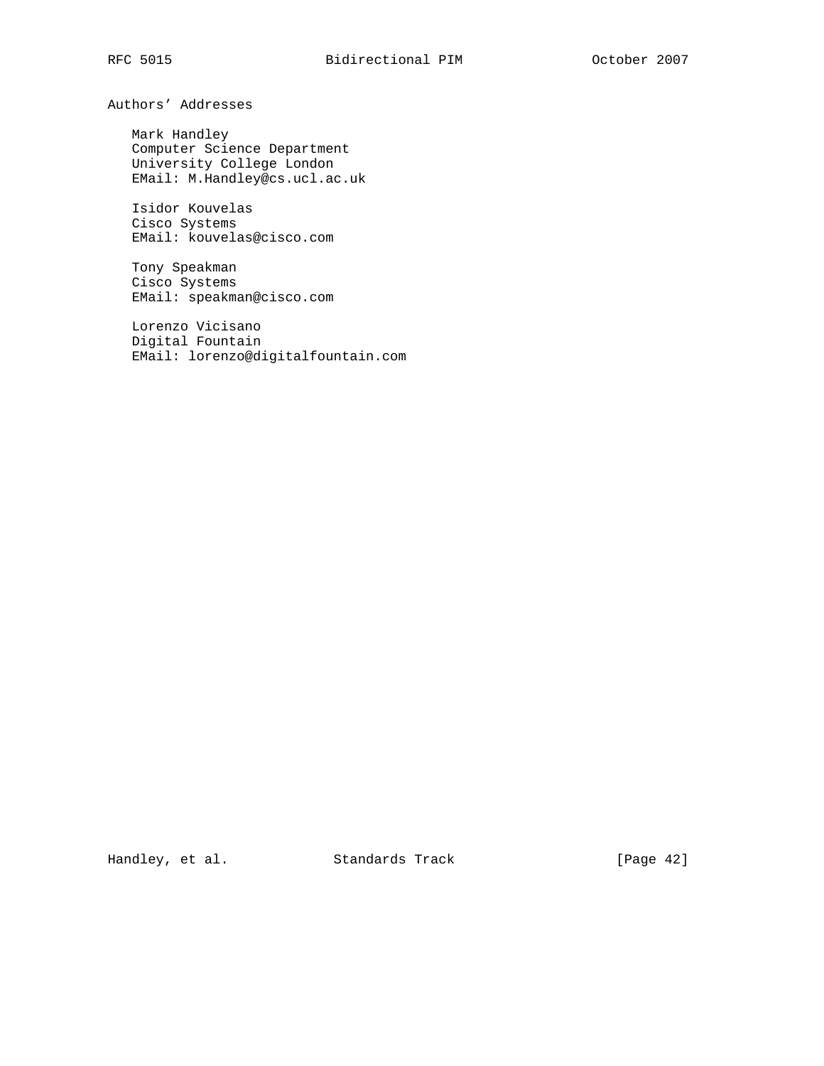## Authors' Addresses

Mark Handley
Computer Science Department
University College London
EMail: M.Handley@cs.ucl.ac.uk

Isidor Kouvelas
Cisco Systems
EMail: kouvelas@cisco.com

Tony Speakman
Cisco Systems
EMail: speakman@cisco.com

Lorenzo Vicisano
Digital Fountain
EMail: lorenzo@digitalfountain.com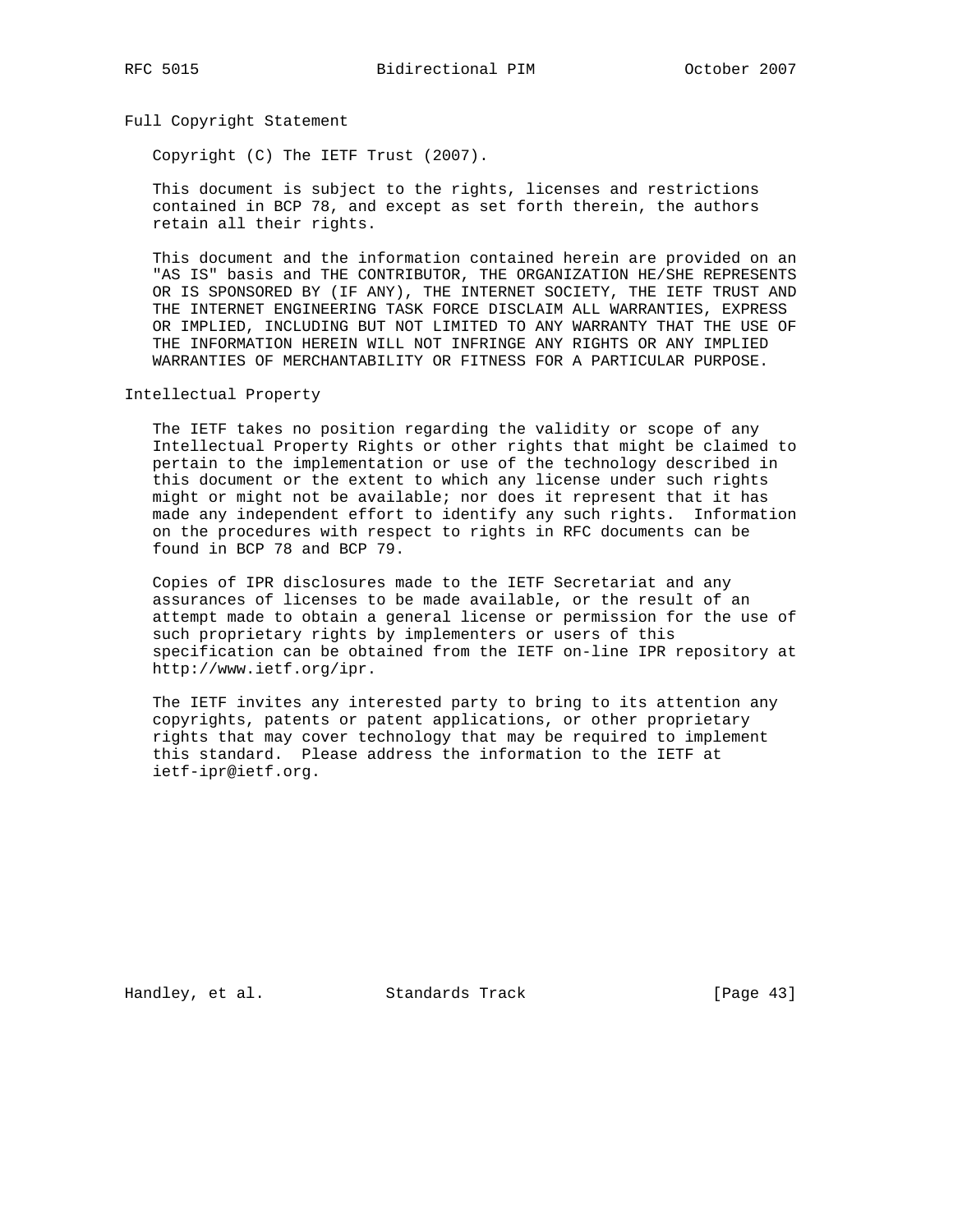## Full Copyright Statement

Copyright (C) The IETF Trust (2007).

This document is subject to the rights, licenses and restrictions contained in BCP 78, and except as set forth therein, the authors retain all their rights.

This document and the information contained herein are provided on an "AS IS" basis and THE CONTRIBUTOR, THE ORGANIZATION HE/SHE REPRESENTS OR IS SPONSORED BY (IF ANY), THE INTERNET SOCIETY, THE IETF TRUST AND THE INTERNET ENGINEERING TASK FORCE DISCLAIM ALL WARRANTIES, EXPRESS OR IMPLIED, INCLUDING BUT NOT LIMITED TO ANY WARRANTY THAT THE USE OF THE INFORMATION HEREIN WILL NOT INFRINGE ANY RIGHTS OR ANY IMPLIED WARRANTIES OF MERCHANTABILITY OR FITNESS FOR A PARTICULAR PURPOSE.

## Intellectual Property

The IETF takes no position regarding the validity or scope of any Intellectual Property Rights or other rights that might be claimed to pertain to the implementation or use of the technology described in this document or the extent to which any license under such rights might or might not be available; nor does it represent that it has made any independent effort to identify any such rights. Information on the procedures with respect to rights in RFC documents can be found in BCP 78 and BCP 79.

Copies of IPR disclosures made to the IETF Secretariat and any assurances of licenses to be made available, or the result of an attempt made to obtain a general license or permission for the use of such proprietary rights by implementers or users of this specification can be obtained from the IETF on-line IPR repository at http://www.ietf.org/ipr.

The IETF invites any interested party to bring to its attention any copyrights, patents or patent applications, or other proprietary rights that may cover technology that may be required to implement this standard. Please address the information to the IETF at ietf-ipr@ietf.org.